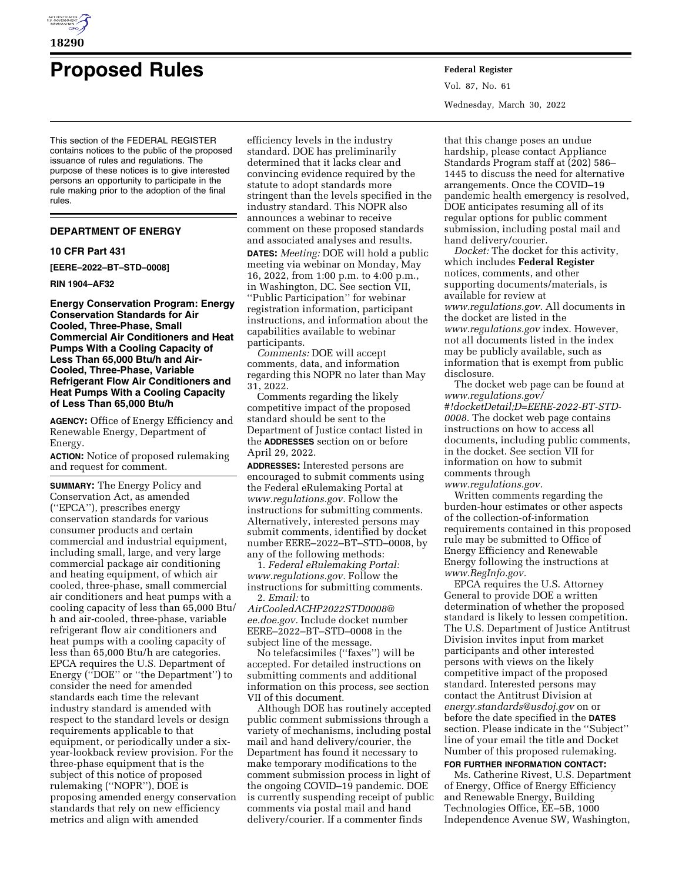# Proposed Rules

This section of the FEDERAL REGISTER contains notices to the public of the proposed issuance of rules and regulations. The purpose of these notices is to give interested persons an opportunity to participate in the rule making prior to the adoption of the final rules.

## DEPARTMENT OF ENERGY

### 10 CFR Part 431

**[EERE–2022–BT–STD–0008]**

**RIN 1904–AF32**

### Energy Conservation Program: Energy Conservation Standards for Air Cooled, Three-Phase, Small Commercial Air Conditioners and Heat Pumps With a Cooling Capacity of Less Than 65,000 Btu/h and Air-Cooled, Three-Phase, Variable Refrigerant Flow Air Conditioners and Heat Pumps With a Cooling Capacity of Less Than 65,000 Btu/h

**AGENCY:** Office of Energy Efficiency and Renewable Energy, Department of Energy.

**ACTION:** Notice of proposed rulemaking and request for comment.

**SUMMARY:** The Energy Policy and Conservation Act, as amended (''EPCA''), prescribes energy conservation standards for various consumer products and certain commercial and industrial equipment, including small, large, and very large commercial package air conditioning and heating equipment, of which air cooled, three-phase, small commercial air conditioners and heat pumps with a cooling capacity of less than 65,000 Btu/h and air-cooled, three-phase, variable refrigerant flow air conditioners and heat pumps with a cooling capacity of less than 65,000 Btu/h are categories. EPCA requires the U.S. Department of Energy (''DOE'' or ''the Department'') to consider the need for amended standards each time the relevant industry standard is amended with respect to the standard levels or design requirements applicable to that equipment, or periodically under a six-year-lookback review provision. For the three-phase equipment that is the subject of this notice of proposed rulemaking (''NOPR''), DOE is proposing amended energy conservation standards that rely on new efficiency metrics and align with amended efficiency levels in the industry standard. DOE has preliminarily determined that it lacks clear and convincing evidence required by the statute to adopt standards more stringent than the levels specified in the industry standard. This NOPR also announces a webinar to receive comment on these proposed standards and associated analyses and results.

**DATES:** *Meeting:* DOE will hold a public meeting via webinar on Monday, May 16, 2022, from 1:00 p.m. to 4:00 p.m., in Washington, DC. See section VII, ''Public Participation'' for webinar registration information, participant instructions, and information about the capabilities available to webinar participants.

*Comments:* DOE will accept comments, data, and information regarding this NOPR no later than May 31, 2022.

Comments regarding the likely competitive impact of the proposed standard should be sent to the Department of Justice contact listed in the **ADDRESSES** section on or before April 29, 2022.

**ADDRESSES:** Interested persons are encouraged to submit comments using the Federal eRulemaking Portal at *www.regulations.gov.* Follow the instructions for submitting comments. Alternatively, interested persons may submit comments, identified by docket number EERE–2022–BT–STD–0008, by any of the following methods:

1. *Federal eRulemaking Portal: www.regulations.gov.* Follow the instructions for submitting comments.
2. *Email:* to *AirCooledACHP2022STD0008@ee.doe.gov.* Include docket number EERE–2022–BT–STD–0008 in the subject line of the message.

No telefacsimiles (''faxes'') will be accepted. For detailed instructions on submitting comments and additional information on this process, see section VII of this document.

Although DOE has routinely accepted public comment submissions through a variety of mechanisms, including postal mail and hand delivery/courier, the Department has found it necessary to make temporary modifications to the comment submission process in light of the ongoing COVID–19 pandemic. DOE is currently suspending receipt of public comments via postal mail and hand delivery/courier. If a commenter finds that this change poses an undue hardship, please contact Appliance Standards Program staff at (202) 586–1445 to discuss the need for alternative arrangements. Once the COVID–19 pandemic health emergency is resolved, DOE anticipates resuming all of its regular options for public comment submission, including postal mail and hand delivery/courier.

*Docket:* The docket for this activity, which includes **Federal Register** notices, comments, and other supporting documents/materials, is available for review at *www.regulations.gov.* All documents in the docket are listed in the *www.regulations.gov* index. However, not all documents listed in the index may be publicly available, such as information that is exempt from public disclosure.

The docket web page can be found at *www.regulations.gov/#!docketDetail;D=EERE-2022-BT-STD-0008.* The docket web page contains instructions on how to access all documents, including public comments, in the docket. See section VII for information on how to submit comments through *www.regulations.gov.*

Written comments regarding the burden-hour estimates or other aspects of the collection-of-information requirements contained in this proposed rule may be submitted to Office of Energy Efficiency and Renewable Energy following the instructions at *www.RegInfo.gov.*

EPCA requires the U.S. Attorney General to provide DOE a written determination of whether the proposed standard is likely to lessen competition. The U.S. Department of Justice Antitrust Division invites input from market participants and other interested persons with views on the likely competitive impact of the proposed standard. Interested persons may contact the Antitrust Division at *energy.standards@usdoj.gov* on or before the date specified in the **DATES** section. Please indicate in the ''Subject'' line of your email the title and Docket Number of this proposed rulemaking.

**FOR FURTHER INFORMATION CONTACT:**

Ms. Catherine Rivest, U.S. Department of Energy, Office of Energy Efficiency and Renewable Energy, Building Technologies Office, EE–5B, 1000 Independence Avenue SW, Washington,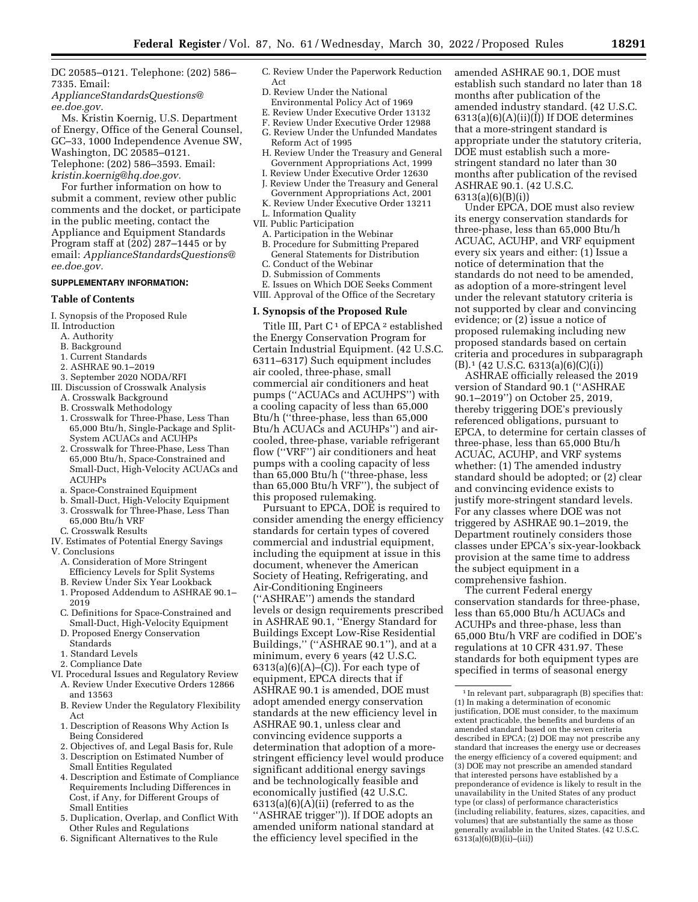DC 20585–0121. Telephone: (202) 586–7335. Email: *ApplianceStandardsQuestions@ee.doe.gov.*

Ms. Kristin Koernig, U.S. Department of Energy, Office of the General Counsel, GC–33, 1000 Independence Avenue SW, Washington, DC 20585–0121. Telephone: (202) 586–3593. Email: *kristin.koernig@hq.doe.gov.*

For further information on how to submit a comment, review other public comments and the docket, or participate in the public meeting, contact the Appliance and Equipment Standards Program staff at (202) 287–1445 or by email: *ApplianceStandardsQuestions@ee.doe.gov.*

**SUPPLEMENTARY INFORMATION:**

**Table of Contents**

I. Synopsis of the Proposed Rule
II. Introduction
  A. Authority
  B. Background
  1. Current Standards
  2. ASHRAE 90.1–2019
  3. September 2020 NODA/RFI
III. Discussion of Crosswalk Analysis
  A. Crosswalk Background
  B. Crosswalk Methodology
  1. Crosswalk for Three-Phase, Less Than 65,000 Btu/h, Single-Package and Split-System ACUACs and ACUHPs
  2. Crosswalk for Three-Phase, Less Than 65,000 Btu/h, Space-Constrained and Small-Duct, High-Velocity ACUACs and ACUHPs
  a. Space-Constrained Equipment
  b. Small-Duct, High-Velocity Equipment
  3. Crosswalk for Three-Phase, Less Than 65,000 Btu/h VRF
  C. Crosswalk Results
IV. Estimates of Potential Energy Savings
V. Conclusions
  A. Consideration of More Stringent Efficiency Levels for Split Systems
  B. Review Under Six Year Lookback
  1. Proposed Addendum to ASHRAE 90.1–2019
  C. Definitions for Space-Constrained and Small-Duct, High-Velocity Equipment
  D. Proposed Energy Conservation Standards
  1. Standard Levels
  2. Compliance Date
VI. Procedural Issues and Regulatory Review
  A. Review Under Executive Orders 12866 and 13563
  B. Review Under the Regulatory Flexibility Act
  1. Description of Reasons Why Action Is Being Considered
  2. Objectives of, and Legal Basis for, Rule
  3. Description on Estimated Number of Small Entities Regulated
  4. Description and Estimate of Compliance Requirements Including Differences in Cost, if Any, for Different Groups of Small Entities
  5. Duplication, Overlap, and Conflict With Other Rules and Regulations
  6. Significant Alternatives to the Rule
  C. Review Under the Paperwork Reduction Act
  D. Review Under the National Environmental Policy Act of 1969
  E. Review Under Executive Order 13132
  F. Review Under Executive Order 12988
  G. Review Under the Unfunded Mandates Reform Act of 1995
  H. Review Under the Treasury and General Government Appropriations Act, 1999
  I. Review Under Executive Order 12630
  J. Review Under the Treasury and General Government Appropriations Act, 2001
  K. Review Under Executive Order 13211
  L. Information Quality
VII. Public Participation
  A. Participation in the Webinar
  B. Procedure for Submitting Prepared General Statements for Distribution
  C. Conduct of the Webinar
  D. Submission of Comments
  E. Issues on Which DOE Seeks Comment
VIII. Approval of the Office of the Secretary

## I. Synopsis of the Proposed Rule

Title III, Part C [1] of EPCA [2] established the Energy Conservation Program for Certain Industrial Equipment. (42 U.S.C. 6311–6317) Such equipment includes air cooled, three-phase, small commercial air conditioners and heat pumps (''ACUACs and ACUHPS'') with a cooling capacity of less than 65,000 Btu/h (''three-phase, less than 65,000 Btu/h ACUACs and ACUHPs'') and air-cooled, three-phase, variable refrigerant flow (''VRF'') air conditioners and heat pumps with a cooling capacity of less than 65,000 Btu/h (''three-phase, less than 65,000 Btu/h VRF''), the subject of this proposed rulemaking.

Pursuant to EPCA, DOE is required to consider amending the energy efficiency standards for certain types of covered commercial and industrial equipment, including the equipment at issue in this document, whenever the American Society of Heating, Refrigerating, and Air-Conditioning Engineers (''ASHRAE'') amends the standard levels or design requirements prescribed in ASHRAE 90.1, ''Energy Standard for Buildings Except Low-Rise Residential Buildings,'' (''ASHRAE 90.1''), and at a minimum, every 6 years (42 U.S.C. 6313(a)(6)(A)–(C)). For each type of equipment, EPCA directs that if ASHRAE 90.1 is amended, DOE must adopt amended energy conservation standards at the new efficiency level in ASHRAE 90.1, unless clear and convincing evidence supports a determination that adoption of a more-stringent efficiency level would produce significant additional energy savings and be technologically feasible and economically justified (42 U.S.C. 6313(a)(6)(A)(ii) (referred to as the ''ASHRAE trigger'')). If DOE adopts an amended uniform national standard at the efficiency level specified in the amended ASHRAE 90.1, DOE must establish such standard no later than 18 months after publication of the amended industry standard. (42 U.S.C. 6313(a)(6)(A)(ii)(I)) If DOE determines that a more-stringent standard is appropriate under the statutory criteria, DOE must establish such a more-stringent standard no later than 30 months after publication of the revised ASHRAE 90.1. (42 U.S.C. 6313(a)(6)(B)(i))

Under EPCA, DOE must also review its energy conservation standards for three-phase, less than 65,000 Btu/h ACUAC, ACUHP, and VRF equipment every six years and either: (1) Issue a notice of determination that the standards do not need to be amended, as adoption of a more-stringent level under the relevant statutory criteria is not supported by clear and convincing evidence; or (2) issue a notice of proposed rulemaking including new proposed standards based on certain criteria and procedures in subparagraph (B).[1] (42 U.S.C. 6313(a)(6)(C)(i))

ASHRAE officially released the 2019 version of Standard 90.1 (''ASHRAE 90.1–2019'') on October 25, 2019, thereby triggering DOE's previously referenced obligations, pursuant to EPCA, to determine for certain classes of three-phase, less than 65,000 Btu/h ACUAC, ACUHP, and VRF systems whether: (1) The amended industry standard should be adopted; or (2) clear and convincing evidence exists to justify more-stringent standard levels. For any classes where DOE was not triggered by ASHRAE 90.1–2019, the Department routinely considers those classes under EPCA's six-year-lookback provision at the same time to address the subject equipment in a comprehensive fashion.

The current Federal energy conservation standards for three-phase, less than 65,000 Btu/h ACUACs and ACUHPs and three-phase, less than 65,000 Btu/h VRF are codified in DOE's regulations at 10 CFR 431.97. These standards for both equipment types are specified in terms of seasonal energy

[1] In relevant part, subparagraph (B) specifies that: (1) In making a determination of economic justification, DOE must consider, to the maximum extent practicable, the benefits and burdens of an amended standard based on the seven criteria described in EPCA; (2) DOE may not prescribe any standard that increases the energy use or decreases the energy efficiency of a covered equipment; and (3) DOE may not prescribe an amended standard that interested persons have established by a preponderance of evidence is likely to result in the unavailability in the United States of any product type (or class) of performance characteristics (including reliability, features, sizes, capacities, and volumes) that are substantially the same as those generally available in the United States. (42 U.S.C. 6313(a)(6)(B)(ii)–(iii))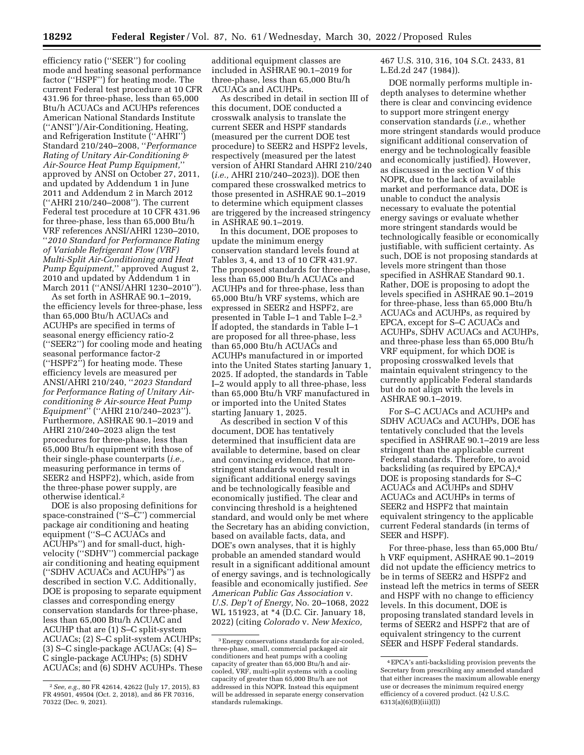efficiency ratio (''SEER'') for cooling mode and heating seasonal performance factor (''HSPF'') for heating mode. The current Federal test procedure at 10 CFR 431.96 for three-phase, less than 65,000 Btu/h ACUACs and ACUHPs references American National Standards Institute (''ANSI'')/Air-Conditioning, Heating, and Refrigeration Institute (''AHRI'') Standard 210/240–2008, ''*Performance Rating of Unitary Air-Conditioning & Air-Source Heat Pump Equipment,*'' approved by ANSI on October 27, 2011, and updated by Addendum 1 in June 2011 and Addendum 2 in March 2012 (''AHRI 210/240–2008''). The current Federal test procedure at 10 CFR 431.96 for three-phase, less than 65,000 Btu/h VRF references ANSI/AHRI 1230–2010, ''*2010 Standard for Performance Rating of Variable Refrigerant Flow (VRF) Multi-Split Air-Conditioning and Heat Pump Equipment,*'' approved August 2, 2010 and updated by Addendum 1 in March 2011 (''ANSI/AHRI 1230–2010'').

As set forth in ASHRAE 90.1–2019, the efficiency levels for three-phase, less than 65,000 Btu/h ACUACs and ACUHPs are specified in terms of seasonal energy efficiency ratio-2 (''SEER2'') for cooling mode and heating seasonal performance factor-2 (''HSPF2'') for heating mode. These efficiency levels are measured per ANSI/AHRI 210/240, ''*2023 Standard for Performance Rating of Unitary Air-conditioning & Air-source Heat Pump Equipment*'' (''AHRI 210/240–2023''). Furthermore, ASHRAE 90.1–2019 and AHRI 210/240–2023 align the test procedures for three-phase, less than 65,000 Btu/h equipment with those of their single-phase counterparts (*i.e.,* measuring performance in terms of SEER2 and HSPF2), which, aside from the three-phase power supply, are otherwise identical.[2]

DOE is also proposing definitions for space-constrained (''S–C'') commercial package air conditioning and heating equipment (''S–C ACUACs and ACUHPs'') and for small-duct, high-velocity (''SDHV'') commercial package air conditioning and heating equipment (''SDHV ACUACs and ACUHPs'') as described in section V.C. Additionally, DOE is proposing to separate equipment classes and corresponding energy conservation standards for three-phase, less than 65,000 Btu/h ACUAC and ACUHP that are (1) S–C split-system ACUACs; (2) S–C split-system ACUHPs; (3) S–C single-package ACUACs; (4) S–C single-package ACUHPs; (5) SDHV ACUACs; and (6) SDHV ACUHPs. These additional equipment classes are included in ASHRAE 90.1–2019 for three-phase, less than 65,000 Btu/h ACUACs and ACUHPs.

As described in detail in section III of this document, DOE conducted a crosswalk analysis to translate the current SEER and HSPF standards (measured per the current DOE test procedure) to SEER2 and HSPF2 levels, respectively (measured per the latest version of AHRI Standard AHRI 210/240 (*i.e.,* AHRI 210/240–2023)). DOE then compared these crosswalked metrics to those presented in ASHRAE 90.1–2019 to determine which equipment classes are triggered by the increased stringency in ASHRAE 90.1–2019.

In this document, DOE proposes to update the minimum energy conservation standard levels found at Tables 3, 4, and 13 of 10 CFR 431.97. The proposed standards for three-phase, less than 65,000 Btu/h ACUACs and ACUHPs and for three-phase, less than 65,000 Btu/h VRF systems, which are expressed in SEER2 and HSPF2, are presented in Table I–1 and Table I–2.[3] If adopted, the standards in Table I–1 are proposed for all three-phase, less than 65,000 Btu/h ACUACs and ACUHPs manufactured in or imported into the United States starting January 1, 2025. If adopted, the standards in Table I–2 would apply to all three-phase, less than 65,000 Btu/h VRF manufactured in or imported into the United States starting January 1, 2025.

As described in section V of this document, DOE has tentatively determined that insufficient data are available to determine, based on clear and convincing evidence, that more-stringent standards would result in significant additional energy savings and be technologically feasible and economically justified. The clear and convincing threshold is a heightened standard, and would only be met where the Secretary has an abiding conviction, based on available facts, data, and DOE's own analyses, that it is highly probable an amended standard would result in a significant additional amount of energy savings, and is technologically feasible and economically justified. *See American Public Gas Association* v. *U.S. Dep't of Energy,* No. 20–1068, 2022 WL 151923, at *4 (D.C. Cir. January 18, 2022) (citing *Colorado* v. *New Mexico,* 467 U.S. 310, 316, 104 S.Ct. 2433, 81 L.Ed.2d 247 (1984)).

DOE normally performs multiple in-depth analyses to determine whether there is clear and convincing evidence to support more stringent energy conservation standards (*i.e.,* whether more stringent standards would produce significant additional conservation of energy and be technologically feasible and economically justified). However, as discussed in the section V of this NOPR, due to the lack of available market and performance data, DOE is unable to conduct the analysis necessary to evaluate the potential energy savings or evaluate whether more stringent standards would be technologically feasible or economically justifiable, with sufficient certainty. As such, DOE is not proposing standards at levels more stringent than those specified in ASHRAE Standard 90.1. Rather, DOE is proposing to adopt the levels specified in ASHRAE 90.1–2019 for three-phase, less than 65,000 Btu/h ACUACs and ACUHPs, as required by EPCA, except for S–C ACUACs and ACUHPs, SDHV ACUACs and ACUHPs, and three-phase less than 65,000 Btu/h VRF equipment, for which DOE is proposing crosswalked levels that maintain equivalent stringency to the currently applicable Federal standards but do not align with the levels in ASHRAE 90.1–2019.

For S–C ACUACs and ACUHPs and SDHV ACUACs and ACUHPs, DOE has tentatively concluded that the levels specified in ASHRAE 90.1–2019 are less stringent than the applicable current Federal standards. Therefore, to avoid backsliding (as required by EPCA),[4] DOE is proposing standards for S–C ACUACs and ACUHPs and SDHV ACUACs and ACUHPs in terms of SEER2 and HSPF2 that maintain equivalent stringency to the applicable current Federal standards (in terms of SEER and HSPF).

For three-phase, less than 65,000 Btu/h VRF equipment, ASHRAE 90.1–2019 did not update the efficiency metrics to be in terms of SEER2 and HSPF2 and instead left the metrics in terms of SEER and HSPF with no change to efficiency levels. In this document, DOE is proposing translated standard levels in terms of SEER2 and HSPF2 that are of equivalent stringency to the current SEER and HSPF Federal standards.

[2] *See, e.g.,* 80 FR 42614, 42622 (July 17, 2015), 83 FR 49501, 49504 (Oct. 2, 2018), and 86 FR 70316, 70322 (Dec. 9, 2021).

[3] Energy conservations standards for air-cooled, three-phase, small, commercial packaged air conditioners and heat pumps with a cooling capacity of greater than 65,000 Btu/h and air-cooled, VRF, multi-split systems with a cooling capacity of greater than 65,000 Btu/h are not addressed in this NOPR. Instead this equipment will be addressed in separate energy conservation standards rulemakings.

[4] EPCA's anti-backsliding provision prevents the Secretary from prescribing any amended standard that either increases the maximum allowable energy use or decreases the minimum required energy efficiency of a covered product. (42 U.S.C. 6313(a)(6)(B)(iii)(I))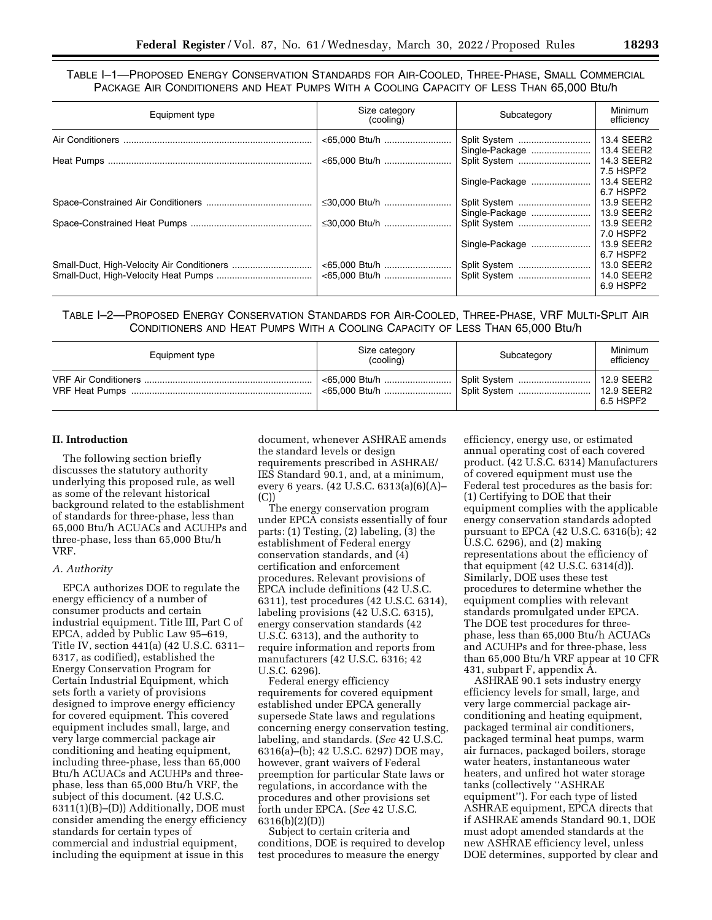TABLE I–1—PROPOSED ENERGY CONSERVATION STANDARDS FOR AIR-COOLED, THREE-PHASE, SMALL COMMERCIAL PACKAGE AIR CONDITIONERS AND HEAT PUMPS WITH A COOLING CAPACITY OF LESS THAN 65,000 Btu/h

| Equipment type | Size category (cooling) | Subcategory | Minimum efficiency |
|---|---|---|---|
| Air Conditioners | <65,000 Btu/h | Split System | 13.4 SEER2 |
| | | Single-Package | 13.4 SEER2 |
| Heat Pumps | <65,000 Btu/h | Split System | 14.3 SEER2<br>7.5 HSPF2 |
| | | Single-Package | 13.4 SEER2<br>6.7 HSPF2 |
| Space-Constrained Air Conditioners | ≤30,000 Btu/h | Split System | 13.9 SEER2 |
| | | Single-Package | 13.9 SEER2 |
| Space-Constrained Heat Pumps | ≤30,000 Btu/h | Split System | 13.9 SEER2<br>7.0 HSPF2 |
| | | Single-Package | 13.9 SEER2<br>6.7 HSPF2 |
| Small-Duct, High-Velocity Air Conditioners | <65,000 Btu/h | Split System | 13.0 SEER2 |
| Small-Duct, High-Velocity Heat Pumps | <65,000 Btu/h | Split System | 14.0 SEER2<br>6.9 HSPF2 |

TABLE I–2—PROPOSED ENERGY CONSERVATION STANDARDS FOR AIR-COOLED, THREE-PHASE, VRF MULTI-SPLIT AIR CONDITIONERS AND HEAT PUMPS WITH A COOLING CAPACITY OF LESS THAN 65,000 Btu/h

| Equipment type | Size category (cooling) | Subcategory | Minimum efficiency |
|---|---|---|---|
| VRF Air Conditioners | <65,000 Btu/h | Split System | 12.9 SEER2 |
| VRF Heat Pumps | <65,000 Btu/h | Split System | 12.9 SEER2<br>6.5 HSPF2 |

## II. Introduction

The following section briefly discusses the statutory authority underlying this proposed rule, as well as some of the relevant historical background related to the establishment of standards for three-phase, less than 65,000 Btu/h ACUACs and ACUHPs and three-phase, less than 65,000 Btu/h VRF.

### A. Authority

EPCA authorizes DOE to regulate the energy efficiency of a number of consumer products and certain industrial equipment. Title III, Part C of EPCA, added by Public Law 95–619, Title IV, section 441(a) (42 U.S.C. 6311–6317, as codified), established the Energy Conservation Program for Certain Industrial Equipment, which sets forth a variety of provisions designed to improve energy efficiency for covered equipment. This covered equipment includes small, large, and very large commercial package air conditioning and heating equipment, including three-phase, less than 65,000 Btu/h ACUACs and ACUHPs and three-phase, less than 65,000 Btu/h VRF, the subject of this document. (42 U.S.C. 6311(1)(B)–(D)) Additionally, DOE must consider amending the energy efficiency standards for certain types of commercial and industrial equipment, including the equipment at issue in this document, whenever ASHRAE amends the standard levels or design requirements prescribed in ASHRAE/IES Standard 90.1, and, at a minimum, every 6 years. (42 U.S.C. 6313(a)(6)(A)–(C))

The energy conservation program under EPCA consists essentially of four parts: (1) Testing, (2) labeling, (3) the establishment of Federal energy conservation standards, and (4) certification and enforcement procedures. Relevant provisions of EPCA include definitions (42 U.S.C. 6311), test procedures (42 U.S.C. 6314), labeling provisions (42 U.S.C. 6315), energy conservation standards (42 U.S.C. 6313), and the authority to require information and reports from manufacturers (42 U.S.C. 6316; 42 U.S.C. 6296).

Federal energy efficiency requirements for covered equipment established under EPCA generally supersede State laws and regulations concerning energy conservation testing, labeling, and standards. (*See* 42 U.S.C. 6316(a)–(b); 42 U.S.C. 6297) DOE may, however, grant waivers of Federal preemption for particular State laws or regulations, in accordance with the procedures and other provisions set forth under EPCA. (*See* 42 U.S.C. 6316(b)(2)(D))

Subject to certain criteria and conditions, DOE is required to develop test procedures to measure the energy efficiency, energy use, or estimated annual operating cost of each covered product. (42 U.S.C. 6314) Manufacturers of covered equipment must use the Federal test procedures as the basis for: (1) Certifying to DOE that their equipment complies with the applicable energy conservation standards adopted pursuant to EPCA (42 U.S.C. 6316(b); 42 U.S.C. 6296), and (2) making representations about the efficiency of that equipment (42 U.S.C. 6314(d)). Similarly, DOE uses these test procedures to determine whether the equipment complies with relevant standards promulgated under EPCA. The DOE test procedures for three-phase, less than 65,000 Btu/h ACUACs and ACUHPs and for three-phase, less than 65,000 Btu/h VRF appear at 10 CFR 431, subpart F, appendix A.

ASHRAE 90.1 sets industry energy efficiency levels for small, large, and very large commercial package air-conditioning and heating equipment, packaged terminal air conditioners, packaged terminal heat pumps, warm air furnaces, packaged boilers, storage water heaters, instantaneous water heaters, and unfired hot water storage tanks (collectively "ASHRAE equipment"). For each type of listed ASHRAE equipment, EPCA directs that if ASHRAE amends Standard 90.1, DOE must adopt amended standards at the new ASHRAE efficiency level, unless DOE determines, supported by clear and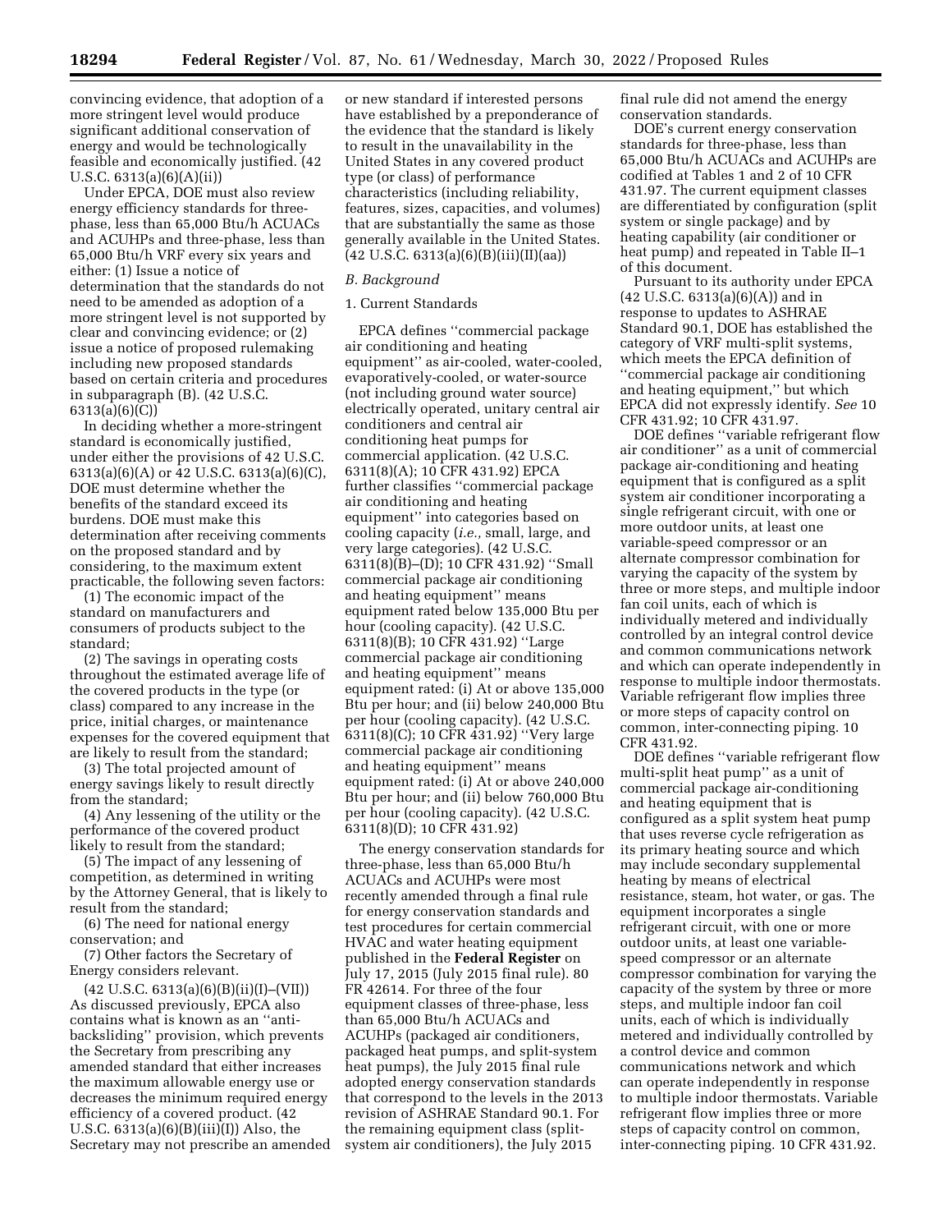convincing evidence, that adoption of a more stringent level would produce significant additional conservation of energy and would be technologically feasible and economically justified. (42 U.S.C. 6313(a)(6)(A)(ii))

Under EPCA, DOE must also review energy efficiency standards for three-phase, less than 65,000 Btu/h ACUACs and ACUHPs and three-phase, less than 65,000 Btu/h VRF every six years and either: (1) Issue a notice of determination that the standards do not need to be amended as adoption of a more stringent level is not supported by clear and convincing evidence; or (2) issue a notice of proposed rulemaking including new proposed standards based on certain criteria and procedures in subparagraph (B). (42 U.S.C. 6313(a)(6)(C))

In deciding whether a more-stringent standard is economically justified, under either the provisions of 42 U.S.C. 6313(a)(6)(A) or 42 U.S.C. 6313(a)(6)(C), DOE must determine whether the benefits of the standard exceed its burdens. DOE must make this determination after receiving comments on the proposed standard and by considering, to the maximum extent practicable, the following seven factors:

(1) The economic impact of the standard on manufacturers and consumers of products subject to the standard;

(2) The savings in operating costs throughout the estimated average life of the covered products in the type (or class) compared to any increase in the price, initial charges, or maintenance expenses for the covered equipment that are likely to result from the standard;

(3) The total projected amount of energy savings likely to result directly from the standard;

(4) Any lessening of the utility or the performance of the covered product likely to result from the standard;

(5) The impact of any lessening of competition, as determined in writing by the Attorney General, that is likely to result from the standard;

(6) The need for national energy conservation; and

(7) Other factors the Secretary of Energy considers relevant.

(42 U.S.C. 6313(a)(6)(B)(ii)(I)–(VII)) As discussed previously, EPCA also contains what is known as an ''anti-backsliding'' provision, which prevents the Secretary from prescribing any amended standard that either increases the maximum allowable energy use or decreases the minimum required energy efficiency of a covered product. (42 U.S.C. 6313(a)(6)(B)(iii)(I)) Also, the Secretary may not prescribe an amended or new standard if interested persons have established by a preponderance of the evidence that the standard is likely to result in the unavailability in the United States in any covered product type (or class) of performance characteristics (including reliability, features, sizes, capacities, and volumes) that are substantially the same as those generally available in the United States. (42 U.S.C. 6313(a)(6)(B)(iii)(II)(aa))

## *B. Background*

### 1. Current Standards

EPCA defines ''commercial package air conditioning and heating equipment'' as air-cooled, water-cooled, evaporatively-cooled, or water-source (not including ground water source) electrically operated, unitary central air conditioners and central air conditioning heat pumps for commercial application. (42 U.S.C. 6311(8)(A); 10 CFR 431.92) EPCA further classifies ''commercial package air conditioning and heating equipment'' into categories based on cooling capacity (*i.e.,* small, large, and very large categories). (42 U.S.C. 6311(8)(B)–(D); 10 CFR 431.92) ''Small commercial package air conditioning and heating equipment'' means equipment rated below 135,000 Btu per hour (cooling capacity). (42 U.S.C. 6311(8)(B); 10 CFR 431.92) ''Large commercial package air conditioning and heating equipment'' means equipment rated: (i) At or above 135,000 Btu per hour; and (ii) below 240,000 Btu per hour (cooling capacity). (42 U.S.C. 6311(8)(C); 10 CFR 431.92) ''Very large commercial package air conditioning and heating equipment'' means equipment rated: (i) At or above 240,000 Btu per hour; and (ii) below 760,000 Btu per hour (cooling capacity). (42 U.S.C. 6311(8)(D); 10 CFR 431.92)

The energy conservation standards for three-phase, less than 65,000 Btu/h ACUACs and ACUHPs were most recently amended through a final rule for energy conservation standards and test procedures for certain commercial HVAC and water heating equipment published in the **Federal Register** on July 17, 2015 (July 2015 final rule). 80 FR 42614. For three of the four equipment classes of three-phase, less than 65,000 Btu/h ACUACs and ACUHPs (packaged air conditioners, packaged heat pumps, and split-system heat pumps), the July 2015 final rule adopted energy conservation standards that correspond to the levels in the 2013 revision of ASHRAE Standard 90.1. For the remaining equipment class (split-system air conditioners), the July 2015 final rule did not amend the energy conservation standards.

DOE's current energy conservation standards for three-phase, less than 65,000 Btu/h ACUACs and ACUHPs are codified at Tables 1 and 2 of 10 CFR 431.97. The current equipment classes are differentiated by configuration (split system or single package) and by heating capability (air conditioner or heat pump) and repeated in Table II–1 of this document.

Pursuant to its authority under EPCA (42 U.S.C. 6313(a)(6)(A)) and in response to updates to ASHRAE Standard 90.1, DOE has established the category of VRF multi-split systems, which meets the EPCA definition of ''commercial package air conditioning and heating equipment,'' but which EPCA did not expressly identify. *See* 10 CFR 431.92; 10 CFR 431.97.

DOE defines ''variable refrigerant flow air conditioner'' as a unit of commercial package air-conditioning and heating equipment that is configured as a split system air conditioner incorporating a single refrigerant circuit, with one or more outdoor units, at least one variable-speed compressor or an alternate compressor combination for varying the capacity of the system by three or more steps, and multiple indoor fan coil units, each of which is individually metered and individually controlled by an integral control device and common communications network and which can operate independently in response to multiple indoor thermostats. Variable refrigerant flow implies three or more steps of capacity control on common, inter-connecting piping. 10 CFR 431.92.

DOE defines ''variable refrigerant flow multi-split heat pump'' as a unit of commercial package air-conditioning and heating equipment that is configured as a split system heat pump that uses reverse cycle refrigeration as its primary heating source and which may include secondary supplemental heating by means of electrical resistance, steam, hot water, or gas. The equipment incorporates a single refrigerant circuit, with one or more outdoor units, at least one variable-speed compressor or an alternate compressor combination for varying the capacity of the system by three or more steps, and multiple indoor fan coil units, each of which is individually metered and individually controlled by a control device and common communications network and which can operate independently in response to multiple indoor thermostats. Variable refrigerant flow implies three or more steps of capacity control on common, inter-connecting piping. 10 CFR 431.92.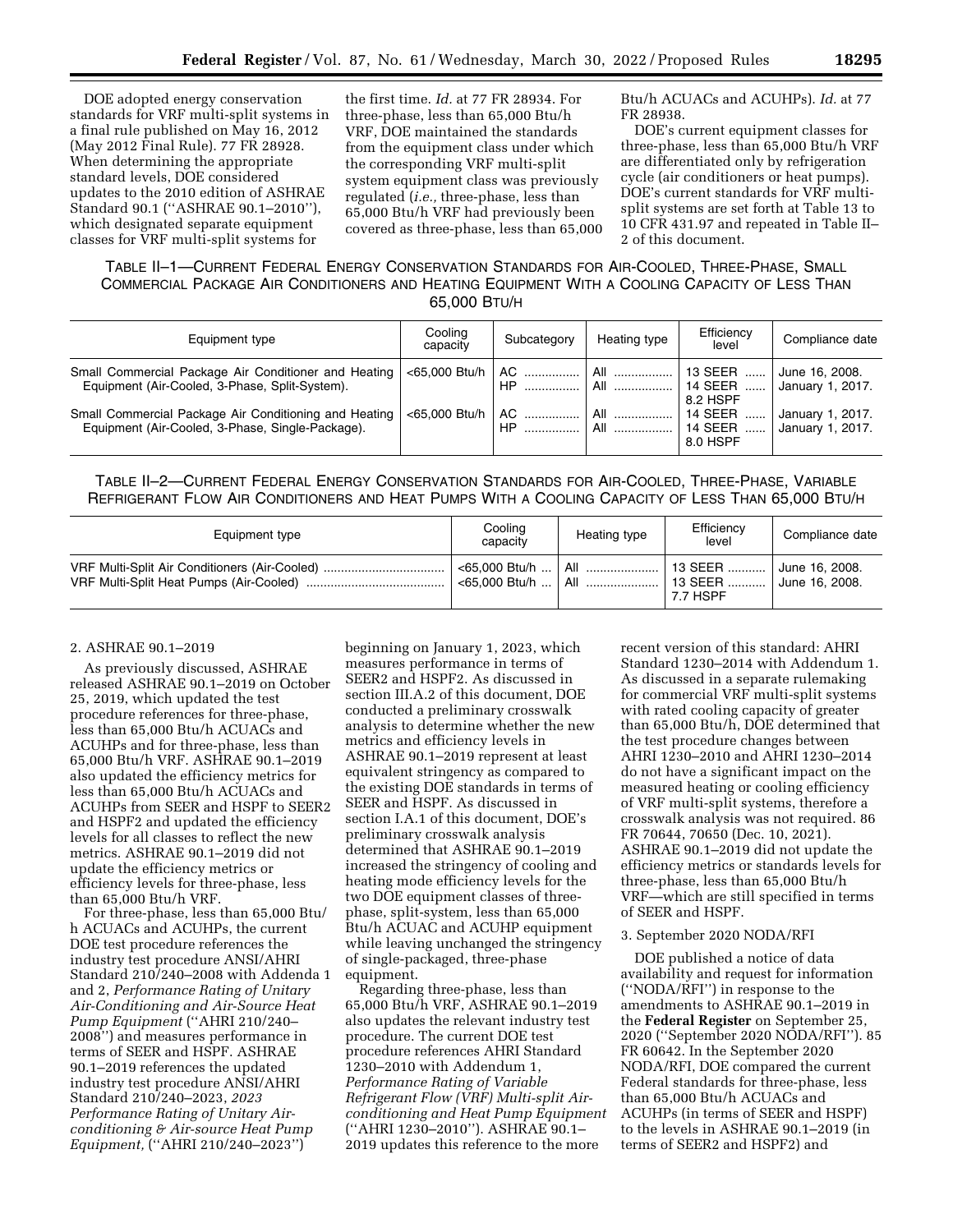DOE adopted energy conservation standards for VRF multi-split systems in a final rule published on May 16, 2012 (May 2012 Final Rule). 77 FR 28928. When determining the appropriate standard levels, DOE considered updates to the 2010 edition of ASHRAE Standard 90.1 (''ASHRAE 90.1–2010''), which designated separate equipment classes for VRF multi-split systems for the first time. *Id.* at 77 FR 28934. For three-phase, less than 65,000 Btu/h VRF, DOE maintained the standards from the equipment class under which the corresponding VRF multi-split system equipment class was previously regulated (*i.e.,* three-phase, less than 65,000 Btu/h VRF had previously been covered as three-phase, less than 65,000 Btu/h ACUACs and ACUHPs). *Id.* at 77 FR 28938.

DOE's current equipment classes for three-phase, less than 65,000 Btu/h VRF are differentiated only by refrigeration cycle (air conditioners or heat pumps). DOE's current standards for VRF multi-split systems are set forth at Table 13 to 10 CFR 431.97 and repeated in Table II–2 of this document.

TABLE II–1—CURRENT FEDERAL ENERGY CONSERVATION STANDARDS FOR AIR-COOLED, THREE-PHASE, SMALL COMMERCIAL PACKAGE AIR CONDITIONERS AND HEATING EQUIPMENT WITH A COOLING CAPACITY OF LESS THAN 65,000 BTU/H

| Equipment type | Cooling capacity | Subcategory | Heating type | Efficiency level | Compliance date |
|---|---|---|---|---|---|
| Small Commercial Package Air Conditioner and Heating Equipment (Air-Cooled, 3-Phase, Split-System). | <65,000 Btu/h | AC | All | 13 SEER | June 16, 2008. |
| | | HP | All | 14 SEER<br>8.2 HSPF | January 1, 2017. |
| Small Commercial Package Air Conditioning and Heating Equipment (Air-Cooled, 3-Phase, Single-Package). | <65,000 Btu/h | AC | All | 14 SEER | January 1, 2017. |
| | | HP | All | 14 SEER<br>8.0 HSPF | January 1, 2017. |

TABLE II–2—CURRENT FEDERAL ENERGY CONSERVATION STANDARDS FOR AIR-COOLED, THREE-PHASE, VARIABLE REFRIGERANT FLOW AIR CONDITIONERS AND HEAT PUMPS WITH A COOLING CAPACITY OF LESS THAN 65,000 BTU/H

| Equipment type | Cooling capacity | Heating type | Efficiency level | Compliance date |
|---|---|---|---|---|
| VRF Multi-Split Air Conditioners (Air-Cooled) | <65,000 Btu/h | All | 13 SEER | June 16, 2008. |
| VRF Multi-Split Heat Pumps (Air-Cooled) | <65,000 Btu/h | All | 13 SEER<br>7.7 HSPF | June 16, 2008. |

2. ASHRAE 90.1–2019

As previously discussed, ASHRAE released ASHRAE 90.1–2019 on October 25, 2019, which updated the test procedure references for three-phase, less than 65,000 Btu/h ACUACs and ACUHPs and for three-phase, less than 65,000 Btu/h VRF. ASHRAE 90.1–2019 also updated the efficiency metrics for less than 65,000 Btu/h ACUACs and ACUHPs from SEER and HSPF to SEER2 and HSPF2 and updated the efficiency levels for all classes to reflect the new metrics. ASHRAE 90.1–2019 did not update the efficiency metrics or efficiency levels for three-phase, less than 65,000 Btu/h VRF.

For three-phase, less than 65,000 Btu/h ACUACs and ACUHPs, the current DOE test procedure references the industry test procedure ANSI/AHRI Standard 210/240–2008 with Addenda 1 and 2, *Performance Rating of Unitary Air-Conditioning and Air-Source Heat Pump Equipment* (''AHRI 210/240–2008'') and measures performance in terms of SEER and HSPF. ASHRAE 90.1–2019 references the updated industry test procedure ANSI/AHRI Standard 210/240–2023, *2023 Performance Rating of Unitary Air-conditioning & Air-source Heat Pump Equipment,* (''AHRI 210/240–2023'') beginning on January 1, 2023, which measures performance in terms of SEER2 and HSPF2. As discussed in section III.A.2 of this document, DOE conducted a preliminary crosswalk analysis to determine whether the new metrics and efficiency levels in ASHRAE 90.1–2019 represent at least equivalent stringency as compared to the existing DOE standards in terms of SEER and HSPF. As discussed in section I.A.1 of this document, DOE's preliminary crosswalk analysis determined that ASHRAE 90.1–2019 increased the stringency of cooling and heating mode efficiency levels for the two DOE equipment classes of three-phase, split-system, less than 65,000 Btu/h ACUAC and ACUHP equipment while leaving unchanged the stringency of single-packaged, three-phase equipment.

Regarding three-phase, less than 65,000 Btu/h VRF, ASHRAE 90.1–2019 also updates the relevant industry test procedure. The current DOE test procedure references AHRI Standard 1230–2010 with Addendum 1, *Performance Rating of Variable Refrigerant Flow (VRF) Multi-split Air-conditioning and Heat Pump Equipment* (''AHRI 1230–2010''). ASHRAE 90.1–2019 updates this reference to the more recent version of this standard: AHRI Standard 1230–2014 with Addendum 1. As discussed in a separate rulemaking for commercial VRF multi-split systems with rated cooling capacity of greater than 65,000 Btu/h, DOE determined that the test procedure changes between AHRI 1230–2010 and AHRI 1230–2014 do not have a significant impact on the measured heating or cooling efficiency of VRF multi-split systems, therefore a crosswalk analysis was not required. 86 FR 70644, 70650 (Dec. 10, 2021). ASHRAE 90.1–2019 did not update the efficiency metrics or standards levels for three-phase, less than 65,000 Btu/h VRF—which are still specified in terms of SEER and HSPF.

3. September 2020 NODA/RFI

DOE published a notice of data availability and request for information (''NODA/RFI'') in response to the amendments to ASHRAE 90.1–2019 in the **Federal Register** on September 25, 2020 (''September 2020 NODA/RFI''). 85 FR 60642. In the September 2020 NODA/RFI, DOE compared the current Federal standards for three-phase, less than 65,000 Btu/h ACUACs and ACUHPs (in terms of SEER and HSPF) to the levels in ASHRAE 90.1–2019 (in terms of SEER2 and HSPF2) and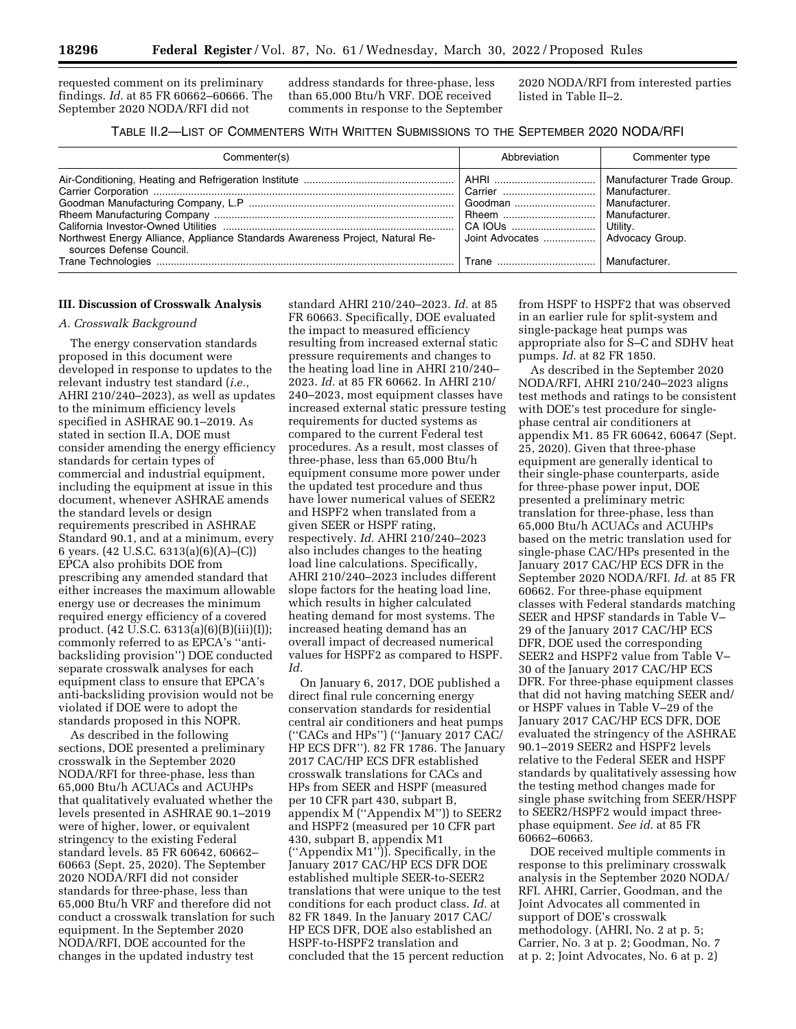requested comment on its preliminary findings. *Id.* at 85 FR 60662–60666. The September 2020 NODA/RFI did not address standards for three-phase, less than 65,000 Btu/h VRF. DOE received comments in response to the September 2020 NODA/RFI from interested parties listed in Table II–2.

TABLE II.2—LIST OF COMMENTERS WITH WRITTEN SUBMISSIONS TO THE SEPTEMBER 2020 NODA/RFI

| Commenter(s) | Abbreviation | Commenter type |
| --- | --- | --- |
| Air-Conditioning, Heating and Refrigeration Institute | AHRI | Manufacturer Trade Group. |
| Carrier Corporation | Carrier | Manufacturer. |
| Goodman Manufacturing Company, L.P | Goodman | Manufacturer. |
| Rheem Manufacturing Company | Rheem | Manufacturer. |
| California Investor-Owned Utilities | CA IOUs | Utility. |
| Northwest Energy Alliance, Appliance Standards Awareness Project, Natural Resources Defense Council. | Joint Advocates | Advocacy Group. |
| Trane Technologies | Trane | Manufacturer. |

## III. Discussion of Crosswalk Analysis

### *A. Crosswalk Background*

The energy conservation standards proposed in this document were developed in response to updates to the relevant industry test standard (*i.e.,* AHRI 210/240–2023), as well as updates to the minimum efficiency levels specified in ASHRAE 90.1–2019. As stated in section II.A, DOE must consider amending the energy efficiency standards for certain types of commercial and industrial equipment, including the equipment at issue in this document, whenever ASHRAE amends the standard levels or design requirements prescribed in ASHRAE Standard 90.1, and at a minimum, every 6 years. (42 U.S.C. 6313(a)(6)(A)–(C)) EPCA also prohibits DOE from prescribing any amended standard that either increases the maximum allowable energy use or decreases the minimum required energy efficiency of a covered product. (42 U.S.C. 6313(a)(6)(B)(iii)(I)); commonly referred to as EPCA's ''anti-backsliding provision'') DOE conducted separate crosswalk analyses for each equipment class to ensure that EPCA's anti-backsliding provision would not be violated if DOE were to adopt the standards proposed in this NOPR.

As described in the following sections, DOE presented a preliminary crosswalk in the September 2020 NODA/RFI for three-phase, less than 65,000 Btu/h ACUACs and ACUHPs that qualitatively evaluated whether the levels presented in ASHRAE 90.1–2019 were of higher, lower, or equivalent stringency to the existing Federal standard levels. 85 FR 60642, 60662–60663 (Sept. 25, 2020). The September 2020 NODA/RFI did not consider standards for three-phase, less than 65,000 Btu/h VRF and therefore did not conduct a crosswalk translation for such equipment. In the September 2020 NODA/RFI, DOE accounted for the changes in the updated industry test standard AHRI 210/240–2023. *Id.* at 85 FR 60663. Specifically, DOE evaluated the impact to measured efficiency resulting from increased external static pressure requirements and changes to the heating load line in AHRI 210/240–2023. *Id.* at 85 FR 60662. In AHRI 210/240–2023, most equipment classes have increased external static pressure testing requirements for ducted systems as compared to the current Federal test procedures. As a result, most classes of three-phase, less than 65,000 Btu/h equipment consume more power under the updated test procedure and thus have lower numerical values of SEER2 and HSPF2 when translated from a given SEER or HSPF rating, respectively. *Id.* AHRI 210/240–2023 also includes changes to the heating load line calculations. Specifically, AHRI 210/240–2023 includes different slope factors for the heating load line, which results in higher calculated heating demand for most systems. The increased heating demand has an overall impact of decreased numerical values for HSPF2 as compared to HSPF. *Id.*

On January 6, 2017, DOE published a direct final rule concerning energy conservation standards for residential central air conditioners and heat pumps (''CACs and HPs'') (''January 2017 CAC/HP ECS DFR''). 82 FR 1786. The January 2017 CAC/HP ECS DFR established crosswalk translations for CACs and HPs from SEER and HSPF (measured per 10 CFR part 430, subpart B, appendix M (''Appendix M'')) to SEER2 and HSPF2 (measured per 10 CFR part 430, subpart B, appendix M1 (''Appendix M1'')). Specifically, in the January 2017 CAC/HP ECS DFR DOE established multiple SEER-to-SEER2 translations that were unique to the test conditions for each product class. *Id.* at 82 FR 1849. In the January 2017 CAC/HP ECS DFR, DOE also established an HSPF-to-HSPF2 translation and concluded that the 15 percent reduction from HSPF to HSPF2 that was observed in an earlier rule for split-system and single-package heat pumps was appropriate also for S–C and SDHV heat pumps. *Id.* at 82 FR 1850.

As described in the September 2020 NODA/RFI, AHRI 210/240–2023 aligns test methods and ratings to be consistent with DOE's test procedure for single-phase central air conditioners at appendix M1. 85 FR 60642, 60647 (Sept. 25, 2020). Given that three-phase equipment are generally identical to their single-phase counterparts, aside for three-phase power input, DOE presented a preliminary metric translation for three-phase, less than 65,000 Btu/h ACUACs and ACUHPs based on the metric translation used for single-phase CAC/HPs presented in the January 2017 CAC/HP ECS DFR in the September 2020 NODA/RFI. *Id.* at 85 FR 60662. For three-phase equipment classes with Federal standards matching SEER and HPSF standards in Table V–29 of the January 2017 CAC/HP ECS DFR, DOE used the corresponding SEER2 and HSPF2 value from Table V–30 of the January 2017 CAC/HP ECS DFR. For three-phase equipment classes that did not having matching SEER and/or HSPF values in Table V–29 of the January 2017 CAC/HP ECS DFR, DOE evaluated the stringency of the ASHRAE 90.1–2019 SEER2 and HSPF2 levels relative to the Federal SEER and HSPF standards by qualitatively assessing how the testing method changes made for single phase switching from SEER/HSPF to SEER2/HSPF2 would impact three-phase equipment. *See id.* at 85 FR 60662–60663.

DOE received multiple comments in response to this preliminary crosswalk analysis in the September 2020 NODA/RFI. AHRI, Carrier, Goodman, and the Joint Advocates all commented in support of DOE's crosswalk methodology. (AHRI, No. 2 at p. 5; Carrier, No. 3 at p. 2; Goodman, No. 7 at p. 2; Joint Advocates, No. 6 at p. 2)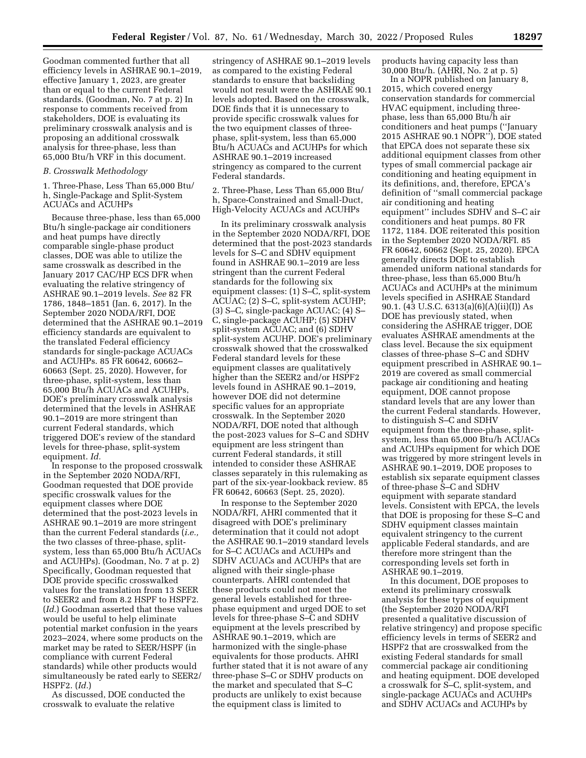Goodman commented further that all efficiency levels in ASHRAE 90.1–2019, effective January 1, 2023, are greater than or equal to the current Federal standards. (Goodman, No. 7 at p. 2) In response to comments received from stakeholders, DOE is evaluating its preliminary crosswalk analysis and is proposing an additional crosswalk analysis for three-phase, less than 65,000 Btu/h VRF in this document.

### *B. Crosswalk Methodology*

1. Three-Phase, Less Than 65,000 Btu/h, Single-Package and Split-System ACUACs and ACUHPs

Because three-phase, less than 65,000 Btu/h single-package air conditioners and heat pumps have directly comparable single-phase product classes, DOE was able to utilize the same crosswalk as described in the January 2017 CAC/HP ECS DFR when evaluating the relative stringency of ASHRAE 90.1–2019 levels. *See* 82 FR 1786, 1848–1851 (Jan. 6, 2017). In the September 2020 NODA/RFI, DOE determined that the ASHRAE 90.1–2019 efficiency standards are equivalent to the translated Federal efficiency standards for single-package ACUACs and ACUHPs. 85 FR 60642, 60662–60663 (Sept. 25, 2020). However, for three-phase, split-system, less than 65,000 Btu/h ACUACs and ACUHPs, DOE's preliminary crosswalk analysis determined that the levels in ASHRAE 90.1–2019 are more stringent than current Federal standards, which triggered DOE's review of the standard levels for three-phase, split-system equipment. *Id.*

In response to the proposed crosswalk in the September 2020 NODA/RFI, Goodman requested that DOE provide specific crosswalk values for the equipment classes where DOE determined that the post-2023 levels in ASHRAE 90.1–2019 are more stringent than the current Federal standards (*i.e.,* the two classes of three-phase, split-system, less than 65,000 Btu/h ACUACs and ACUHPs). (Goodman, No. 7 at p. 2) Specifically, Goodman requested that DOE provide specific crosswalked values for the translation from 13 SEER to SEER2 and from 8.2 HSPF to HSPF2. (*Id.*) Goodman asserted that these values would be useful to help eliminate potential market confusion in the years 2023–2024, where some products on the market may be rated to SEER/HSPF (in compliance with current Federal standards) while other products would simultaneously be rated early to SEER2/HSPF2. (*Id.*)

As discussed, DOE conducted the crosswalk to evaluate the relative stringency of ASHRAE 90.1–2019 levels as compared to the existing Federal standards to ensure that backsliding would not result were the ASHRAE 90.1 levels adopted. Based on the crosswalk, DOE finds that it is unnecessary to provide specific crosswalk values for the two equipment classes of three-phase, split-system, less than 65,000 Btu/h ACUACs and ACUHPs for which ASHRAE 90.1–2019 increased stringency as compared to the current Federal standards.

2. Three-Phase, Less Than 65,000 Btu/h, Space-Constrained and Small-Duct, High-Velocity ACUACs and ACUHPs

In its preliminary crosswalk analysis in the September 2020 NODA/RFI, DOE determined that the post-2023 standards levels for S–C and SDHV equipment found in ASHRAE 90.1–2019 are less stringent than the current Federal standards for the following six equipment classes: (1) S–C, split-system ACUAC; (2) S–C, split-system ACUHP; (3) S–C, single-package ACUAC; (4) S–C, single-package ACUHP; (5) SDHV split-system ACUAC; and (6) SDHV split-system ACUHP. DOE's preliminary crosswalk showed that the crosswalked Federal standard levels for these equipment classes are qualitatively higher than the SEER2 and/or HSPF2 levels found in ASHRAE 90.1–2019, however DOE did not determine specific values for an appropriate crosswalk. In the September 2020 NODA/RFI, DOE noted that although the post-2023 values for S–C and SDHV equipment are less stringent than current Federal standards, it still intended to consider these ASHRAE classes separately in this rulemaking as part of the six-year-lookback review. 85 FR 60642, 60663 (Sept. 25, 2020).

In response to the September 2020 NODA/RFI, AHRI commented that it disagreed with DOE's preliminary determination that it could not adopt the ASHRAE 90.1–2019 standard levels for S–C ACUACs and ACUHPs and SDHV ACUACs and ACUHPs that are aligned with their single-phase counterparts. AHRI contended that these products could not meet the general levels established for three-phase equipment and urged DOE to set levels for three-phase S–C and SDHV equipment at the levels prescribed by ASHRAE 90.1–2019, which are harmonized with the single-phase equivalents for those products. AHRI further stated that it is not aware of any three-phase S–C or SDHV products on the market and speculated that S–C products are unlikely to exist because the equipment class is limited to products having capacity less than 30,000 Btu/h. (AHRI, No. 2 at p. 5)

In a NOPR published on January 8, 2015, which covered energy conservation standards for commercial HVAC equipment, including three-phase, less than 65,000 Btu/h air conditioners and heat pumps ("January 2015 ASHRAE 90.1 NOPR"), DOE stated that EPCA does not separate these six additional equipment classes from other types of small commercial package air conditioning and heating equipment in its definitions, and, therefore, EPCA's definition of "small commercial package air conditioning and heating equipment" includes SDHV and S–C air conditioners and heat pumps. 80 FR 1172, 1184. DOE reiterated this position in the September 2020 NODA/RFI. 85 FR 60642, 60662 (Sept. 25, 2020). EPCA generally directs DOE to establish amended uniform national standards for three-phase, less than 65,000 Btu/h ACUACs and ACUHPs at the minimum levels specified in ASHRAE Standard 90.1. (43 U.S.C. 6313(a)(6)(A)(ii)(I)) As DOE has previously stated, when considering the ASHRAE trigger, DOE evaluates ASHRAE amendments at the class level. Because the six equipment classes of three-phase S–C and SDHV equipment prescribed in ASHRAE 90.1–2019 are covered as small commercial package air conditioning and heating equipment, DOE cannot propose standard levels that are any lower than the current Federal standards. However, to distinguish S–C and SDHV equipment from the three-phase, split-system, less than 65,000 Btu/h ACUACs and ACUHPs equipment for which DOE was triggered by more stringent levels in ASHRAE 90.1–2019, DOE proposes to establish six separate equipment classes of three-phase S–C and SDHV equipment with separate standard levels. Consistent with EPCA, the levels that DOE is proposing for these S–C and SDHV equipment classes maintain equivalent stringency to the current applicable Federal standards, and are therefore more stringent than the corresponding levels set forth in ASHRAE 90.1–2019.

In this document, DOE proposes to extend its preliminary crosswalk analysis for these types of equipment (the September 2020 NODA/RFI presented a qualitative discussion of relative stringency) and propose specific efficiency levels in terms of SEER2 and HSPF2 that are crosswalked from the existing Federal standards for small commercial package air conditioning and heating equipment. DOE developed a crosswalk for S–C, split-system, and single-package ACUACs and ACUHPs and SDHV ACUACs and ACUHPs by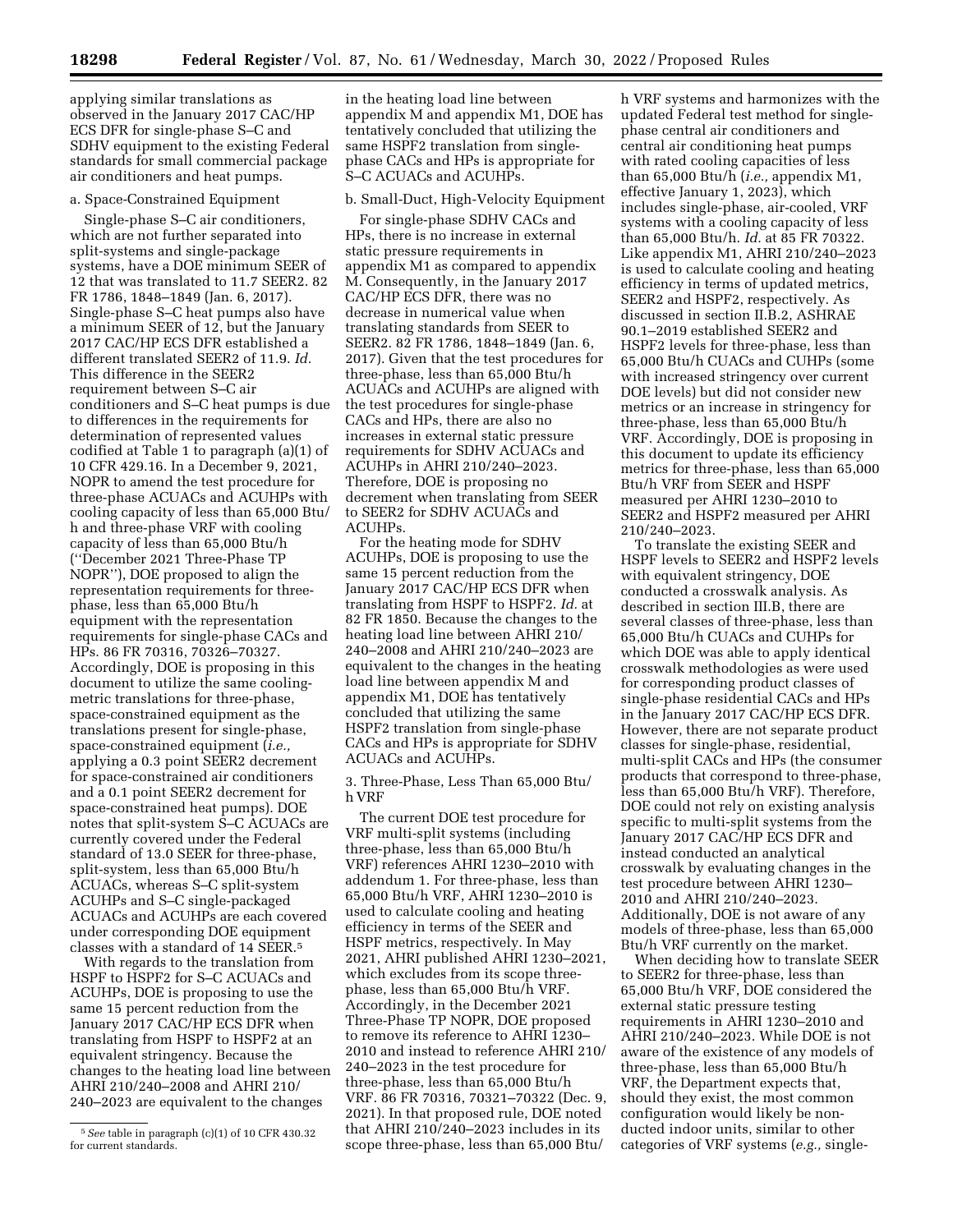applying similar translations as observed in the January 2017 CAC/HP ECS DFR for single-phase S–C and SDHV equipment to the existing Federal standards for small commercial package air conditioners and heat pumps.

a. Space-Constrained Equipment

Single-phase S–C air conditioners, which are not further separated into split-systems and single-package systems, have a DOE minimum SEER of 12 that was translated to 11.7 SEER2. 82 FR 1786, 1848–1849 (Jan. 6, 2017). Single-phase S–C heat pumps also have a minimum SEER of 12, but the January 2017 CAC/HP ECS DFR established a different translated SEER2 of 11.9. *Id.* This difference in the SEER2 requirement between S–C air conditioners and S–C heat pumps is due to differences in the requirements for determination of represented values codified at Table 1 to paragraph (a)(1) of 10 CFR 429.16. In a December 9, 2021, NOPR to amend the test procedure for three-phase ACUACs and ACUHPs with cooling capacity of less than 65,000 Btu/h and three-phase VRF with cooling capacity of less than 65,000 Btu/h (''December 2021 Three-Phase TP NOPR''), DOE proposed to align the representation requirements for three-phase, less than 65,000 Btu/h equipment with the representation requirements for single-phase CACs and HPs. 86 FR 70316, 70326–70327. Accordingly, DOE is proposing in this document to utilize the same cooling-metric translations for three-phase, space-constrained equipment as the translations present for single-phase, space-constrained equipment (*i.e.,* applying a 0.3 point SEER2 decrement for space-constrained air conditioners and a 0.1 point SEER2 decrement for space-constrained heat pumps). DOE notes that split-system S–C ACUACs are currently covered under the Federal standard of 13.0 SEER for three-phase, split-system, less than 65,000 Btu/h ACUACs, whereas S–C split-system ACUHPs and S–C single-packaged ACUACs and ACUHPs are each covered under corresponding DOE equipment classes with a standard of 14 SEER.[5]

With regards to the translation from HSPF to HSPF2 for S–C ACUACs and ACUHPs, DOE is proposing to use the same 15 percent reduction from the January 2017 CAC/HP ECS DFR when translating from HSPF to HSPF2 at an equivalent stringency. Because the changes to the heating load line between AHRI 210/240–2008 and AHRI 210/240–2023 are equivalent to the changes in the heating load line between appendix M and appendix M1, DOE has tentatively concluded that utilizing the same HSPF2 translation from single-phase CACs and HPs is appropriate for S–C ACUACs and ACUHPs.

b. Small-Duct, High-Velocity Equipment

For single-phase SDHV CACs and HPs, there is no increase in external static pressure requirements in appendix M1 as compared to appendix M. Consequently, in the January 2017 CAC/HP ECS DFR, there was no decrease in numerical value when translating standards from SEER to SEER2. 82 FR 1786, 1848–1849 (Jan. 6, 2017). Given that the test procedures for three-phase, less than 65,000 Btu/h ACUACs and ACUHPs are aligned with the test procedures for single-phase CACs and HPs, there are also no increases in external static pressure requirements for SDHV ACUACs and ACUHPs in AHRI 210/240–2023. Therefore, DOE is proposing no decrement when translating from SEER to SEER2 for SDHV ACUACs and ACUHPs.

For the heating mode for SDHV ACUHPs, DOE is proposing to use the same 15 percent reduction from the January 2017 CAC/HP ECS DFR when translating from HSPF to HSPF2. *Id.* at 82 FR 1850. Because the changes to the heating load line between AHRI 210/240–2008 and AHRI 210/240–2023 are equivalent to the changes in the heating load line between appendix M and appendix M1, DOE has tentatively concluded that utilizing the same HSPF2 translation from single-phase CACs and HPs is appropriate for SDHV ACUACs and ACUHPs.

3. Three-Phase, Less Than 65,000 Btu/h VRF

The current DOE test procedure for VRF multi-split systems (including three-phase, less than 65,000 Btu/h VRF) references AHRI 1230–2010 with addendum 1. For three-phase, less than 65,000 Btu/h VRF, AHRI 1230–2010 is used to calculate cooling and heating efficiency in terms of the SEER and HSPF metrics, respectively. In May 2021, AHRI published AHRI 1230–2021, which excludes from its scope three-phase, less than 65,000 Btu/h VRF. Accordingly, in the December 2021 Three-Phase TP NOPR, DOE proposed to remove its reference to AHRI 1230–2010 and instead to reference AHRI 210/240–2023 in the test procedure for three-phase, less than 65,000 Btu/h VRF. 86 FR 70316, 70321–70322 (Dec. 9, 2021). In that proposed rule, DOE noted that AHRI 210/240–2023 includes in its scope three-phase, less than 65,000 Btu/h VRF systems and harmonizes with the updated Federal test method for single-phase central air conditioners and central air conditioning heat pumps with rated cooling capacities of less than 65,000 Btu/h (*i.e.,* appendix M1, effective January 1, 2023), which includes single-phase, air-cooled, VRF systems with a cooling capacity of less than 65,000 Btu/h. *Id.* at 85 FR 70322. Like appendix M1, AHRI 210/240–2023 is used to calculate cooling and heating efficiency in terms of updated metrics, SEER2 and HSPF2, respectively. As discussed in section II.B.2, ASHRAE 90.1–2019 established SEER2 and HSPF2 levels for three-phase, less than 65,000 Btu/h CUACs and CUHPs (some with increased stringency over current DOE levels) but did not consider new metrics or an increase in stringency for three-phase, less than 65,000 Btu/h VRF. Accordingly, DOE is proposing in this document to update its efficiency metrics for three-phase, less than 65,000 Btu/h VRF from SEER and HSPF measured per AHRI 1230–2010 to SEER2 and HSPF2 measured per AHRI 210/240–2023.

To translate the existing SEER and HSPF levels to SEER2 and HSPF2 levels with equivalent stringency, DOE conducted a crosswalk analysis. As described in section III.B, there are several classes of three-phase, less than 65,000 Btu/h CUACs and CUHPs for which DOE was able to apply identical crosswalk methodologies as were used for corresponding product classes of single-phase residential CACs and HPs in the January 2017 CAC/HP ECS DFR. However, there are not separate product classes for single-phase, residential, multi-split CACs and HPs (the consumer products that correspond to three-phase, less than 65,000 Btu/h VRF). Therefore, DOE could not rely on existing analysis specific to multi-split systems from the January 2017 CAC/HP ECS DFR and instead conducted an analytical crosswalk by evaluating changes in the test procedure between AHRI 1230–2010 and AHRI 210/240–2023. Additionally, DOE is not aware of any models of three-phase, less than 65,000 Btu/h VRF currently on the market.

When deciding how to translate SEER to SEER2 for three-phase, less than 65,000 Btu/h VRF, DOE considered the external static pressure testing requirements in AHRI 1230–2010 and AHRI 210/240–2023. While DOE is not aware of the existence of any models of three-phase, less than 65,000 Btu/h VRF, the Department expects that, should they exist, the most common configuration would likely be non-ducted indoor units, similar to other categories of VRF systems (*e.g.,* single-

[5] *See* table in paragraph (c)(1) of 10 CFR 430.32 for current standards.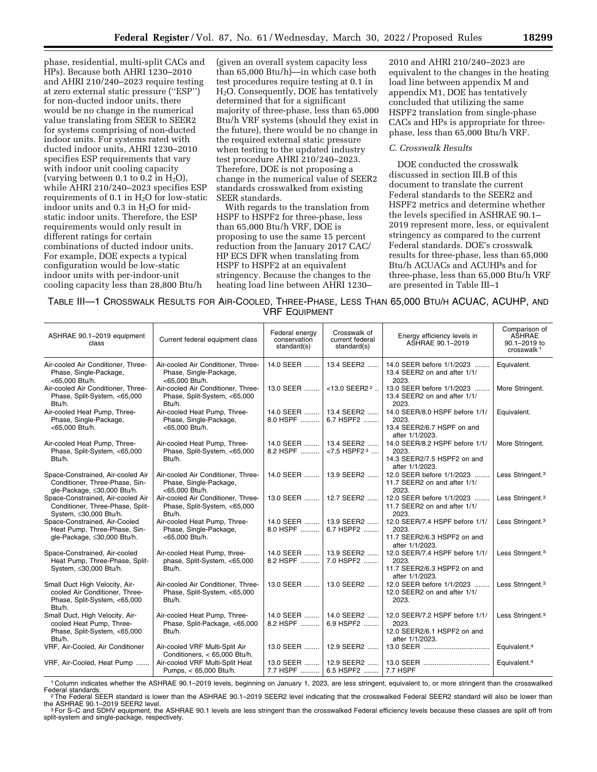phase, residential, multi-split CACs and HPs). Because both AHRI 1230–2010 and AHRI 210/240–2023 require testing at zero external static pressure (''ESP'') for non-ducted indoor units, there would be no change in the numerical value translating from SEER to SEER2 for systems comprising of non-ducted indoor units. For systems rated with ducted indoor units, AHRI 1230–2010 specifies ESP requirements that vary with indoor unit cooling capacity (varying between 0.1 to 0.2 in $H_2O$), while AHRI 210/240–2023 specifies ESP requirements of 0.1 in $H_2O$ for low-static indoor units and 0.3 in $H_2O$ for mid-static indoor units. Therefore, the ESP requirements would only result in different ratings for certain combinations of ducted indoor units. For example, DOE expects a typical configuration would be low-static indoor units with per-indoor-unit cooling capacity less than 28,800 Btu/h (given an overall system capacity less than 65,000 Btu/h)—in which case both test procedures require testing at 0.1 in $H_2O$. Consequently, DOE has tentatively determined that for a significant majority of three-phase, less than 65,000 Btu/h VRF systems (should they exist in the future), there would be no change in the required external static pressure when testing to the updated industry test procedure AHRI 210/240–2023. Therefore, DOE is not proposing a change in the numerical value of SEER2 standards crosswalked from existing SEER standards.

With regards to the translation from HSPF to HSPF2 for three-phase, less than 65,000 Btu/h VRF, DOE is proposing to use the same 15 percent reduction from the January 2017 CAC/HP ECS DFR when translating from HSPF to HSPF2 at an equivalent stringency. Because the changes to the heating load line between AHRI 1230–2010 and AHRI 210/240–2023 are equivalent to the changes in the heating load line between appendix M and appendix M1, DOE has tentatively concluded that utilizing the same HSPF2 translation from single-phase CACs and HPs is appropriate for three-phase, less than 65,000 Btu/h VRF.

### C. Crosswalk Results

DOE conducted the crosswalk discussed in section III.B of this document to translate the current Federal standards to the SEER2 and HSPF2 metrics and determine whether the levels specified in ASHRAE 90.1–2019 represent more, less, or equivalent stringency as compared to the current Federal standards. DOE's crosswalk results for three-phase, less than 65,000 Btu/h ACUACs and ACUHPs and for three-phase, less than 65,000 Btu/h VRF are presented in Table III–1

TABLE III—1 CROSSWALK RESULTS FOR AIR-COOLED, THREE-PHASE, LESS THAN 65,000 BTU/H ACUAC, ACUHP, AND VRF EQUIPMENT

| ASHRAE 90.1–2019 equipment class | Current federal equipment class | Federal energy conservation standard(s) | Crosswalk of current federal standard(s) | Energy efficiency levels in ASHRAE 90.1–2019 | Comparison of ASHRAE 90.1–2019 to crosswalk [1] |
|---|---|---|---|---|---|
| Air-cooled Air Conditioner, Three-Phase, Single-Package, <65,000 Btu/h. | Air-cooled Air Conditioner, Three-Phase, Single-Package, <65,000 Btu/h. | 14.0 SEER | 13.4 SEER2 | 14.0 SEER before 1/1/2023<br>13.4 SEER2 on and after 1/1/2023. | Equivalent. |
| Air-cooled Air Conditioner, Three-Phase, Split-System, <65,000 Btu/h. | Air-cooled Air Conditioner, Three-Phase, Split-System, <65,000 Btu/h. | 13.0 SEER | <13.0 SEER2 [2] | 13.0 SEER before 1/1/2023<br>13.4 SEER2 on and after 1/1/2023. | More Stringent. |
| Air-cooled Heat Pump, Three-Phase, Single-Package, <65,000 Btu/h. | Air-cooled Heat Pump, Three-Phase, Single-Package, <65,000 Btu/h. | 14.0 SEER<br>8.0 HSPF | 13.4 SEER2<br>6.7 HSPF2 | 14.0 SEER/8.0 HSPF before 1/1/2023.<br>13.4 SEER2/6.7 HSPF on and after 1/1/2023. | Equivalent. |
| Air-cooled Heat Pump, Three-Phase, Split-System, <65,000 Btu/h. | Air-cooled Heat Pump, Three-Phase, Split-System, <65,000 Btu/h. | 14.0 SEER<br>8.2 HSPF | 13.4 SEER2<br><7.5 HSPF2 [3] | 14.0 SEER/8.2 HSPF before 1/1/2023.<br>14.3 SEER2/7.5 HSPF2 on and after 1/1/2023. | More Stringent. |
| Space-Constrained, Air-cooled Air Conditioner, Three-Phase, Single-Package, ≤30,000 Btu/h. | Air-cooled Air Conditioner, Three-Phase, Single-Package, <65,000 Btu/h. | 14.0 SEER | 13.9 SEER2 | 12.0 SEER before 1/1/2023<br>11.7 SEER2 on and after 1/1/2023. | Less Stringent.[3] |
| Space-Constrained, Air-cooled Air Conditioner, Three-Phase, Split-System, ≤30,000 Btu/h. | Air-cooled Air Conditioner, Three-Phase, Split-System, <65,000 Btu/h. | 13.0 SEER | 12.7 SEER2 | 12.0 SEER before 1/1/2023<br>11.7 SEER2 on and after 1/1/2023. | Less Stringent.[3] |
| Space-Constrained, Air-Cooled Heat Pump, Three-Phase, Single-Package, ≤30,000 Btu/h. | Air-cooled Heat Pump, Three-Phase, Single-Package, <65,000 Btu/h. | 14.0 SEER<br>8.0 HSPF | 13.9 SEER2<br>6.7 HSPF2 | 12.0 SEER/7.4 HSPF before 1/1/2023.<br>11.7 SEER2/6.3 HSPF2 on and after 1/1/2023. | Less Stringent.[3] |
| Space-Constrained, Air-cooled Heat Pump, Three-Phase, Split-System, ≤30,000 Btu/h. | Air-cooled Heat Pump, three-phase, Split-System, <65,000 Btu/h. | 14.0 SEER<br>8.2 HSPF | 13.9 SEER2<br>7.0 HSPF2 | 12.0 SEER/7.4 HSPF before 1/1/2023.<br>11.7 SEER2/6.3 HSPF2 on and after 1/1/2023. | Less Stringent.[3] |
| Small Duct High Velocity, Air-cooled Air Conditioner, Three-Phase, Split-System, <65,000 Btu/h. | Air-cooled Air Conditioner, Three-Phase, Split-System, <65,000 Btu/h. | 13.0 SEER | 13.0 SEER2 | 12.0 SEER before 1/1/2023<br>12.0 SEER2 on and after 1/1/2023. | Less Stringent.[3] |
| Small Duct, High Velocity, Air-cooled Heat Pump, Three-Phase, Split-System, <65,000 Btu/h. | Air-cooled Heat Pump, Three-Phase, Split-Package, <65,000 Btu/h. | 14.0 SEER<br>8.2 HSPF | 14.0 SEER2<br>6.9 HSPF2 | 12.0 SEER/7.2 HSPF before 1/1/2023.<br>12.0 SEER2/6.1 HSPF2 on and after 1/1/2023. | Less Stringent.[3] |
| VRF, Air-Cooled, Air Conditioner | Air-cooled VRF Multi-Split Air Conditioners, < 65,000 Btu/h. | 13.0 SEER | 12.9 SEER2 | 13.0 SEER | Equivalent.[4] |
| VRF, Air-Cooled, Heat Pump | Air-cooled VRF Multi-Split Heat Pumps, < 65,000 Btu/h. | 13.0 SEER<br>7.7 HSPF | 12.9 SEER2<br>6.5 HSPF2 | 13.0 SEER<br>7.7 HSPF | Equivalent.[4] |

[1] Column indicates whether the ASHRAE 90.1–2019 levels, beginning on January 1, 2023, are less stringent, equivalent to, or more stringent than the crosswalked Federal standards.

[2] The Federal SEER standard is lower than the ASHRAE 90.1–2019 SEER2 level indicating that the crosswalked Federal SEER2 standard will also be lower than the ASHRAE 90.1–2019 SEER2 level.

[3] For S–C and SDHV equipment, the ASHRAE 90.1 levels are less stringent than the crosswalked Federal efficiency levels because these classes are split off from split-system and single-package, respectively.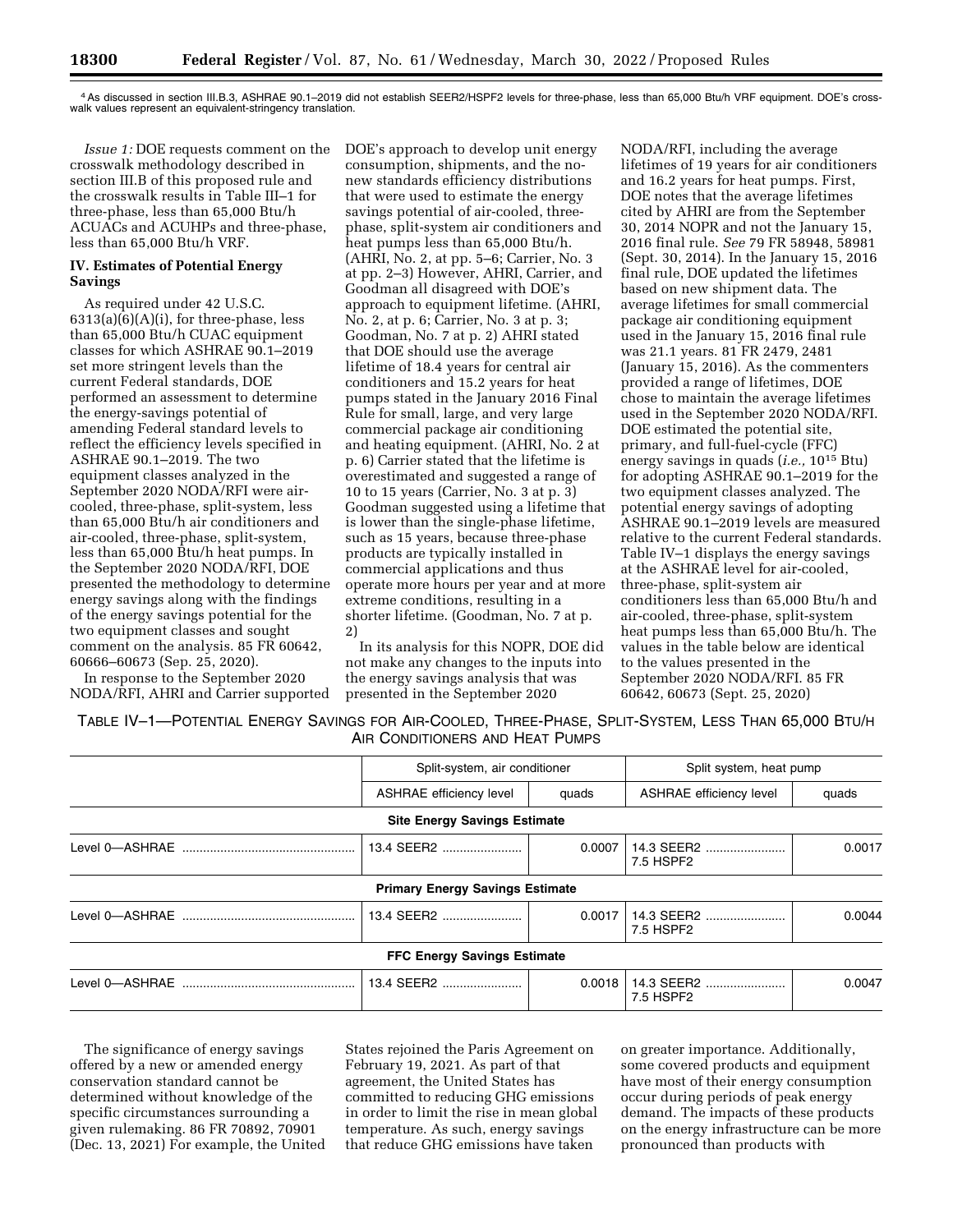[4] As discussed in section III.B.3, ASHRAE 90.1–2019 did not establish SEER2/HSPF2 levels for three-phase, less than 65,000 Btu/h VRF equipment. DOE's cross-walk values represent an equivalent-stringency translation.

*Issue 1:* DOE requests comment on the crosswalk methodology described in section III.B of this proposed rule and the crosswalk results in Table III–1 for three-phase, less than 65,000 Btu/h ACUACs and ACUHPs and three-phase, less than 65,000 Btu/h VRF.

## IV. Estimates of Potential Energy Savings

As required under 42 U.S.C. 6313(a)(6)(A)(i), for three-phase, less than 65,000 Btu/h CUAC equipment classes for which ASHRAE 90.1–2019 set more stringent levels than the current Federal standards, DOE performed an assessment to determine the energy-savings potential of amending Federal standard levels to reflect the efficiency levels specified in ASHRAE 90.1–2019. The two equipment classes analyzed in the September 2020 NODA/RFI were air-cooled, three-phase, split-system, less than 65,000 Btu/h air conditioners and air-cooled, three-phase, split-system, less than 65,000 Btu/h heat pumps. In the September 2020 NODA/RFI, DOE presented the methodology to determine energy savings along with the findings of the energy savings potential for the two equipment classes and sought comment on the analysis. 85 FR 60642, 60666–60673 (Sep. 25, 2020).

In response to the September 2020 NODA/RFI, AHRI and Carrier supported DOE's approach to develop unit energy consumption, shipments, and the no-new standards efficiency distributions that were used to estimate the energy savings potential of air-cooled, three-phase, split-system air conditioners and heat pumps less than 65,000 Btu/h. (AHRI, No. 2, at pp. 5–6; Carrier, No. 3 at pp. 2–3) However, AHRI, Carrier, and Goodman all disagreed with DOE's approach to equipment lifetime. (AHRI, No. 2, at p. 6; Carrier, No. 3 at p. 3; Goodman, No. 7 at p. 2) AHRI stated that DOE should use the average lifetime of 18.4 years for central air conditioners and 15.2 years for heat pumps stated in the January 2016 Final Rule for small, large, and very large commercial package air conditioning and heating equipment. (AHRI, No. 2 at p. 6) Carrier stated that the lifetime is overestimated and suggested a range of 10 to 15 years (Carrier, No. 3 at p. 3) Goodman suggested using a lifetime that is lower than the single-phase lifetime, such as 15 years, because three-phase products are typically installed in commercial applications and thus operate more hours per year and at more extreme conditions, resulting in a shorter lifetime. (Goodman, No. 7 at p. 2)

In its analysis for this NOPR, DOE did not make any changes to the inputs into the energy savings analysis that was presented in the September 2020 NODA/RFI, including the average lifetimes of 19 years for air conditioners and 16.2 years for heat pumps. First, DOE notes that the average lifetimes cited by AHRI are from the September 30, 2014 NOPR and not the January 15, 2016 final rule. *See* 79 FR 58948, 58981 (Sept. 30, 2014). In the January 15, 2016 final rule, DOE updated the lifetimes based on new shipment data. The average lifetimes for small commercial package air conditioning equipment used in the January 15, 2016 final rule was 21.1 years. 81 FR 2479, 2481 (January 15, 2016). As the commenters provided a range of lifetimes, DOE chose to maintain the average lifetimes used in the September 2020 NODA/RFI. DOE estimated the potential site, primary, and full-fuel-cycle (FFC) energy savings in quads (*i.e.,* $10^{15}$ Btu) for adopting ASHRAE 90.1–2019 for the two equipment classes analyzed. The potential energy savings of adopting ASHRAE 90.1–2019 levels are measured relative to the current Federal standards. Table IV–1 displays the energy savings at the ASHRAE level for air-cooled, three-phase, split-system air conditioners less than 65,000 Btu/h and air-cooled, three-phase, split-system heat pumps less than 65,000 Btu/h. The values in the table below are identical to the values presented in the September 2020 NODA/RFI. 85 FR 60642, 60673 (Sept. 25, 2020)

TABLE IV–1—POTENTIAL ENERGY SAVINGS FOR AIR-COOLED, THREE-PHASE, SPLIT-SYSTEM, LESS THAN 65,000 BTU/H AIR CONDITIONERS AND HEAT PUMPS

| | Split-system, air conditioner | | Split system, heat pump | |
|---|---|---|---|---|
| | ASHRAE efficiency level | quads | ASHRAE efficiency level | quads |
| **Site Energy Savings Estimate** | | | | |
| Level 0—ASHRAE | 13.4 SEER2 | 0.0007 | 14.3 SEER2 7.5 HSPF2 | 0.0017 |
| **Primary Energy Savings Estimate** | | | | |
| Level 0—ASHRAE | 13.4 SEER2 | 0.0017 | 14.3 SEER2 7.5 HSPF2 | 0.0044 |
| **FFC Energy Savings Estimate** | | | | |
| Level 0—ASHRAE | 13.4 SEER2 | 0.0018 | 14.3 SEER2 7.5 HSPF2 | 0.0047 |

The significance of energy savings offered by a new or amended energy conservation standard cannot be determined without knowledge of the specific circumstances surrounding a given rulemaking. 86 FR 70892, 70901 (Dec. 13, 2021) For example, the United States rejoined the Paris Agreement on February 19, 2021. As part of that agreement, the United States has committed to reducing GHG emissions in order to limit the rise in mean global temperature. As such, energy savings that reduce GHG emissions have taken on greater importance. Additionally, some covered products and equipment have most of their energy consumption occur during periods of peak energy demand. The impacts of these products on the energy infrastructure can be more pronounced than products with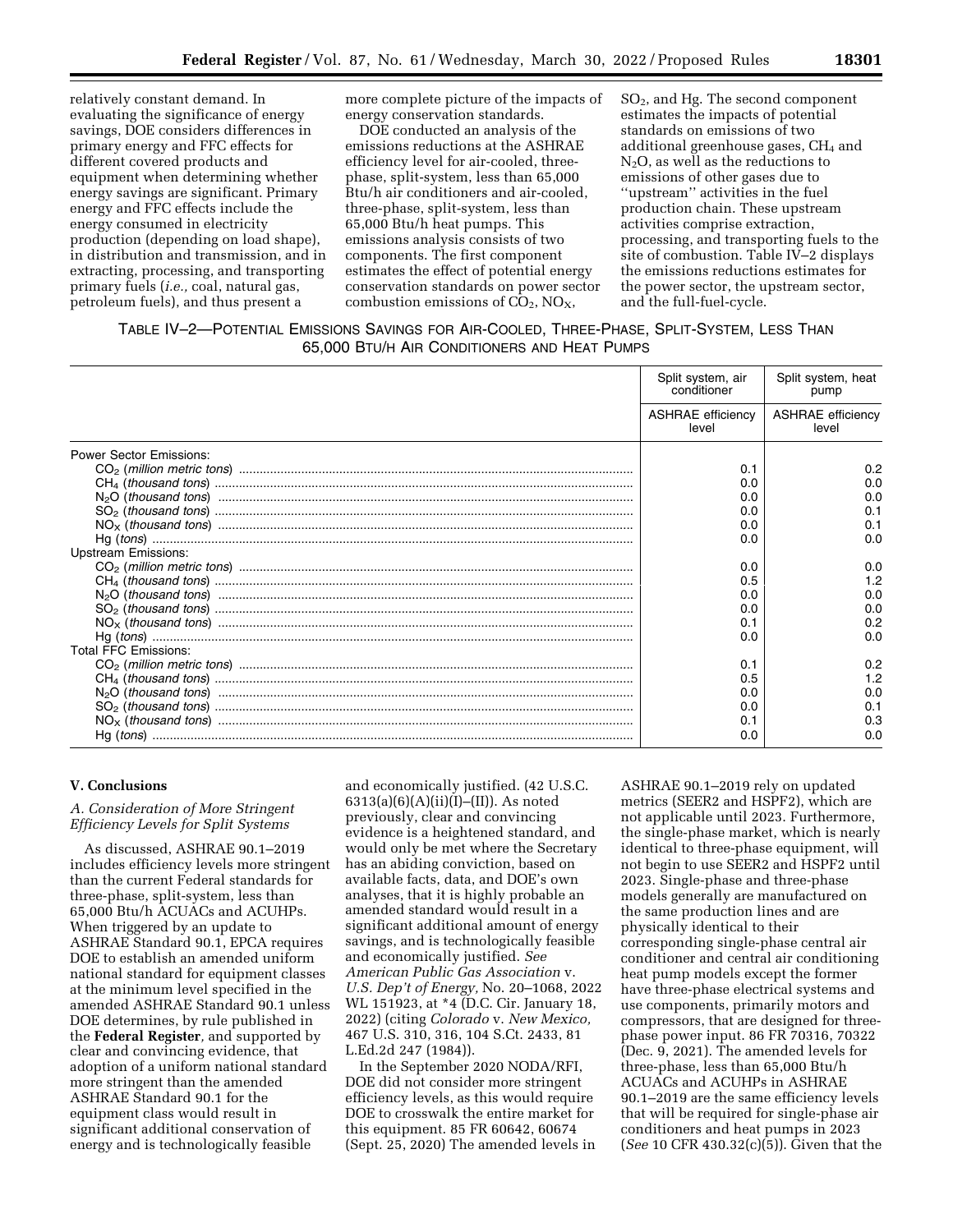relatively constant demand. In evaluating the significance of energy savings, DOE considers differences in primary energy and FFC effects for different covered products and equipment when determining whether energy savings are significant. Primary energy and FFC effects include the energy consumed in electricity production (depending on load shape), in distribution and transmission, and in extracting, processing, and transporting primary fuels (*i.e.,* coal, natural gas, petroleum fuels), and thus present a more complete picture of the impacts of energy conservation standards.

DOE conducted an analysis of the emissions reductions at the ASHRAE efficiency level for air-cooled, three-phase, split-system, less than 65,000 Btu/h air conditioners and air-cooled, three-phase, split-system, less than 65,000 Btu/h heat pumps. This emissions analysis consists of two components. The first component estimates the effect of potential energy conservation standards on power sector combustion emissions of $CO_2$, $NO_X$, $SO_2$, and Hg. The second component estimates the impacts of potential standards on emissions of two additional greenhouse gases, $CH_4$ and $N_2O$, as well as the reductions to emissions of other gases due to ''upstream'' activities in the fuel production chain. These upstream activities comprise extraction, processing, and transporting fuels to the site of combustion. Table IV–2 displays the emissions reductions estimates for the power sector, the upstream sector, and the full-fuel-cycle.

TABLE IV–2—POTENTIAL EMISSIONS SAVINGS FOR AIR-COOLED, THREE-PHASE, SPLIT-SYSTEM, LESS THAN 65,000 BTU/H AIR CONDITIONERS AND HEAT PUMPS

| | Split system, air conditioner | Split system, heat pump |
|---|---|---|
| | ASHRAE efficiency level | ASHRAE efficiency level |
| Power Sector Emissions: | | |
| $CO_2$ (*million metric tons*) | 0.1 | 0.2 |
| $CH_4$ (*thousand tons*) | 0.0 | 0.0 |
| $N_2O$ (*thousand tons*) | 0.0 | 0.0 |
| $SO_2$ (*thousand tons*) | 0.0 | 0.1 |
| $NO_X$ (*thousand tons*) | 0.0 | 0.1 |
| Hg (*tons*) | 0.0 | 0.0 |
| Upstream Emissions: | | |
| $CO_2$ (*million metric tons*) | 0.0 | 0.0 |
| $CH_4$ (*thousand tons*) | 0.5 | 1.2 |
| $N_2O$ (*thousand tons*) | 0.0 | 0.0 |
| $SO_2$ (*thousand tons*) | 0.0 | 0.0 |
| $NO_X$ (*thousand tons*) | 0.1 | 0.2 |
| Hg (*tons*) | 0.0 | 0.0 |
| Total FFC Emissions: | | |
| $CO_2$ (*million metric tons*) | 0.1 | 0.2 |
| $CH_4$ (*thousand tons*) | 0.5 | 1.2 |
| $N_2O$ (*thousand tons*) | 0.0 | 0.0 |
| $SO_2$ (*thousand tons*) | 0.0 | 0.1 |
| $NO_X$ (*thousand tons*) | 0.1 | 0.3 |
| Hg (*tons*) | 0.0 | 0.0 |

## V. Conclusions

### A. Consideration of More Stringent Efficiency Levels for Split Systems

As discussed, ASHRAE 90.1–2019 includes efficiency levels more stringent than the current Federal standards for three-phase, split-system, less than 65,000 Btu/h ACUACs and ACUHPs. When triggered by an update to ASHRAE Standard 90.1, EPCA requires DOE to establish an amended uniform national standard for equipment classes at the minimum level specified in the amended ASHRAE Standard 90.1 unless DOE determines, by rule published in the **Federal Register**, and supported by clear and convincing evidence, that adoption of a uniform national standard more stringent than the amended ASHRAE Standard 90.1 for the equipment class would result in significant additional conservation of energy and is technologically feasible and economically justified. (42 U.S.C. 6313(a)(6)(A)(ii)(I)–(II)). As noted previously, clear and convincing evidence is a heightened standard, and would only be met where the Secretary has an abiding conviction, based on available facts, data, and DOE's own analyses, that it is highly probable an amended standard would result in a significant additional amount of energy savings, and is technologically feasible and economically justified. *See American Public Gas Association* v. *U.S. Dep't of Energy,* No. 20–1068, 2022 WL 151923, at *4 (D.C. Cir. January 18, 2022) (citing *Colorado* v. *New Mexico,* 467 U.S. 310, 316, 104 S.Ct. 2433, 81 L.Ed.2d 247 (1984)).

In the September 2020 NODA/RFI, DOE did not consider more stringent efficiency levels, as this would require DOE to crosswalk the entire market for this equipment. 85 FR 60642, 60674 (Sept. 25, 2020) The amended levels in ASHRAE 90.1–2019 rely on updated metrics (SEER2 and HSPF2), which are not applicable until 2023. Furthermore, the single-phase market, which is nearly identical to three-phase equipment, will not begin to use SEER2 and HSPF2 until 2023. Single-phase and three-phase models generally are manufactured on the same production lines and are physically identical to their corresponding single-phase central air conditioner and central air conditioning heat pump models except the former have three-phase electrical systems and use components, primarily motors and compressors, that are designed for three-phase power input. 86 FR 70316, 70322 (Dec. 9, 2021). The amended levels for three-phase, less than 65,000 Btu/h ACUACs and ACUHPs in ASHRAE 90.1–2019 are the same efficiency levels that will be required for single-phase air conditioners and heat pumps in 2023 (*See* 10 CFR 430.32(c)(5)). Given that the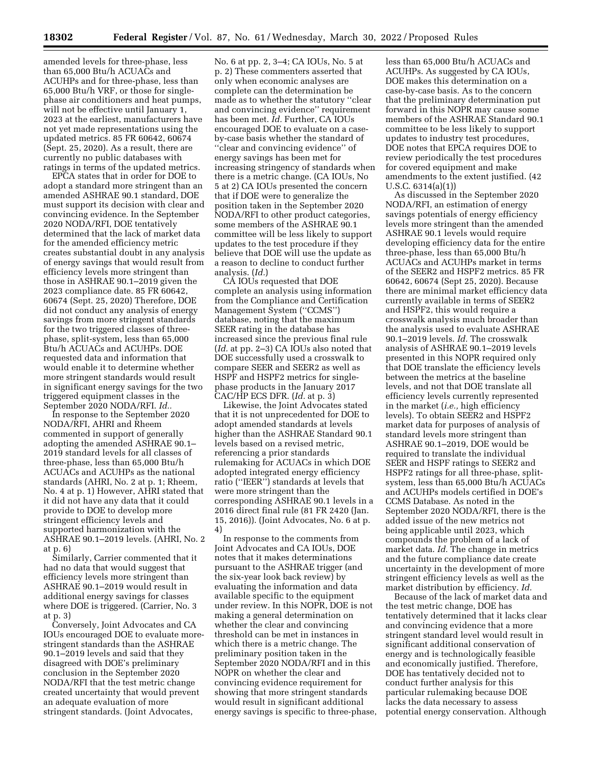amended levels for three-phase, less than 65,000 Btu/h ACUACs and ACUHPs and for three-phase, less than 65,000 Btu/h VRF, or those for single-phase air conditioners and heat pumps, will not be effective until January 1, 2023 at the earliest, manufacturers have not yet made representations using the updated metrics. 85 FR 60642, 60674 (Sept. 25, 2020). As a result, there are currently no public databases with ratings in terms of the updated metrics.

EPCA states that in order for DOE to adopt a standard more stringent than an amended ASHRAE 90.1 standard, DOE must support its decision with clear and convincing evidence. In the September 2020 NODA/RFI, DOE tentatively determined that the lack of market data for the amended efficiency metric creates substantial doubt in any analysis of energy savings that would result from efficiency levels more stringent than those in ASHRAE 90.1–2019 given the 2023 compliance date. 85 FR 60642, 60674 (Sept. 25, 2020) Therefore, DOE did not conduct any analysis of energy savings from more stringent standards for the two triggered classes of three-phase, split-system, less than 65,000 Btu/h ACUACs and ACUHPs. DOE requested data and information that would enable it to determine whether more stringent standards would result in significant energy savings for the two triggered equipment classes in the September 2020 NODA/RFI. *Id.*.

In response to the September 2020 NODA/RFI, AHRI and Rheem commented in support of generally adopting the amended ASHRAE 90.1–2019 standard levels for all classes of three-phase, less than 65,000 Btu/h ACUACs and ACUHPs as the national standards (AHRI, No. 2 at p. 1; Rheem, No. 4 at p. 1) However, AHRI stated that it did not have any data that it could provide to DOE to develop more stringent efficiency levels and supported harmonization with the ASHRAE 90.1–2019 levels. (AHRI, No. 2 at p. 6)

Similarly, Carrier commented that it had no data that would suggest that efficiency levels more stringent than ASHRAE 90.1–2019 would result in additional energy savings for classes where DOE is triggered. (Carrier, No. 3 at p. 3)

Conversely, Joint Advocates and CA IOUs encouraged DOE to evaluate more-stringent standards than the ASHRAE 90.1–2019 levels and said that they disagreed with DOE's preliminary conclusion in the September 2020 NODA/RFI that the test metric change created uncertainty that would prevent an adequate evaluation of more stringent standards. (Joint Advocates, No. 6 at pp. 2, 3–4; CA IOUs, No. 5 at p. 2) These commenters asserted that only when economic analyses are complete can the determination be made as to whether the statutory "clear and convincing evidence" requirement has been met. *Id.* Further, CA IOUs encouraged DOE to evaluate on a case-by-case basis whether the standard of "clear and convincing evidence" of energy savings has been met for increasing stringency of standards when there is a metric change. (CA IOUs, No 5 at 2) CA IOUs presented the concern that if DOE were to generalize the position taken in the September 2020 NODA/RFI to other product categories, some members of the ASHRAE 90.1 committee will be less likely to support updates to the test procedure if they believe that DOE will use the update as a reason to decline to conduct further analysis. (*Id.*)

CA IOUs requested that DOE complete an analysis using information from the Compliance and Certification Management System ("CCMS") database, noting that the maximum SEER rating in the database has increased since the previous final rule (*Id.* at pp. 2–3) CA IOUs also noted that DOE successfully used a crosswalk to compare SEER and SEER2 as well as HSPF and HSPF2 metrics for single-phase products in the January 2017 CAC/HP ECS DFR. (*Id.* at p. 3)

Likewise, the Joint Advocates stated that it is not unprecedented for DOE to adopt amended standards at levels higher than the ASHRAE Standard 90.1 levels based on a revised metric, referencing a prior standards rulemaking for ACUACs in which DOE adopted integrated energy efficiency ratio ("IEER") standards at levels that were more stringent than the corresponding ASHRAE 90.1 levels in a 2016 direct final rule (81 FR 2420 (Jan. 15, 2016)). (Joint Advocates, No. 6 at p. 4)

In response to the comments from Joint Advocates and CA IOUs, DOE notes that it makes determinations pursuant to the ASHRAE trigger (and the six-year look back review) by evaluating the information and data available specific to the equipment under review. In this NOPR, DOE is not making a general determination on whether the clear and convincing threshold can be met in instances in which there is a metric change. The preliminary position taken in the September 2020 NODA/RFI and in this NOPR on whether the clear and convincing evidence requirement for showing that more stringent standards would result in significant additional energy savings is specific to three-phase, less than 65,000 Btu/h ACUACs and ACUHPs. As suggested by CA IOUs, DOE makes this determination on a case-by-case basis. As to the concern that the preliminary determination put forward in this NOPR may cause some members of the ASHRAE Standard 90.1 committee to be less likely to support updates to industry test procedures, DOE notes that EPCA requires DOE to review periodically the test procedures for covered equipment and make amendments to the extent justified. (42 U.S.C. 6314(a)(1))

As discussed in the September 2020 NODA/RFI, an estimation of energy savings potentials of energy efficiency levels more stringent than the amended ASHRAE 90.1 levels would require developing efficiency data for the entire three-phase, less than 65,000 Btu/h ACUACs and ACUHPs market in terms of the SEER2 and HSPF2 metrics. 85 FR 60642, 60674 (Sept 25, 2020). Because there are minimal market efficiency data currently available in terms of SEER2 and HSPF2, this would require a crosswalk analysis much broader than the analysis used to evaluate ASHRAE 90.1–2019 levels. *Id.* The crosswalk analysis of ASHRAE 90.1–2019 levels presented in this NOPR required only that DOE translate the efficiency levels between the metrics at the baseline levels, and not that DOE translate all efficiency levels currently represented in the market (*i.e.,* high efficiency levels). To obtain SEER2 and HSPF2 market data for purposes of analysis of standard levels more stringent than ASHRAE 90.1–2019, DOE would be required to translate the individual SEER and HSPF ratings to SEER2 and HSPF2 ratings for all three-phase, split-system, less than 65,000 Btu/h ACUACs and ACUHPs models certified in DOE's CCMS Database. As noted in the September 2020 NODA/RFI, there is the added issue of the new metrics not being applicable until 2023, which compounds the problem of a lack of market data. *Id.* The change in metrics and the future compliance date create uncertainty in the development of more stringent efficiency levels as well as the market distribution by efficiency. *Id.*

Because of the lack of market data and the test metric change, DOE has tentatively determined that it lacks clear and convincing evidence that a more stringent standard level would result in significant additional conservation of energy and is technologically feasible and economically justified. Therefore, DOE has tentatively decided not to conduct further analysis for this particular rulemaking because DOE lacks the data necessary to assess potential energy conservation. Although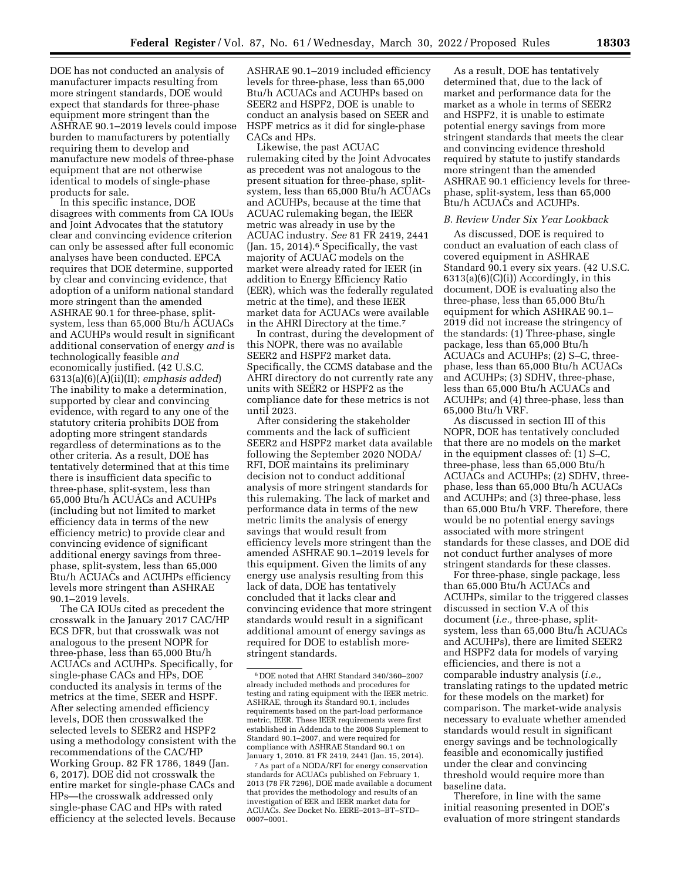DOE has not conducted an analysis of manufacturer impacts resulting from more stringent standards, DOE would expect that standards for three-phase equipment more stringent than the ASHRAE 90.1–2019 levels could impose burden to manufacturers by potentially requiring them to develop and manufacture new models of three-phase equipment that are not otherwise identical to models of single-phase products for sale.

In this specific instance, DOE disagrees with comments from CA IOUs and Joint Advocates that the statutory clear and convincing evidence criterion can only be assessed after full economic analyses have been conducted. EPCA requires that DOE determine, supported by clear and convincing evidence, that adoption of a uniform national standard more stringent than the amended ASHRAE 90.1 for three-phase, split-system, less than 65,000 Btu/h ACUACs and ACUHPs would result in significant additional conservation of energy *and* is technologically feasible *and* economically justified. (42 U.S.C. 6313(a)(6)(A)(ii)(II); *emphasis added*) The inability to make a determination, supported by clear and convincing evidence, with regard to any one of the statutory criteria prohibits DOE from adopting more stringent standards regardless of determinations as to the other criteria. As a result, DOE has tentatively determined that at this time there is insufficient data specific to three-phase, split-system, less than 65,000 Btu/h ACUACs and ACUHPs (including but not limited to market efficiency data in terms of the new efficiency metric) to provide clear and convincing evidence of significant additional energy savings from three-phase, split-system, less than 65,000 Btu/h ACUACs and ACUHPs efficiency levels more stringent than ASHRAE 90.1–2019 levels.

The CA IOUs cited as precedent the crosswalk in the January 2017 CAC/HP ECS DFR, but that crosswalk was not analogous to the present NOPR for three-phase, less than 65,000 Btu/h ACUACs and ACUHPs. Specifically, for single-phase CACs and HPs, DOE conducted its analysis in terms of the metrics at the time, SEER and HSPF. After selecting amended efficiency levels, DOE then crosswalked the selected levels to SEER2 and HSPF2 using a methodology consistent with the recommendations of the CAC/HP Working Group. 82 FR 1786, 1849 (Jan. 6, 2017). DOE did not crosswalk the entire market for single-phase CACs and HPs—the crosswalk addressed only single-phase CAC and HPs with rated efficiency at the selected levels. Because ASHRAE 90.1–2019 included efficiency levels for three-phase, less than 65,000 Btu/h ACUACs and ACUHPs based on SEER2 and HSPF2, DOE is unable to conduct an analysis based on SEER and HSPF metrics as it did for single-phase CACs and HPs.

Likewise, the past ACUAC rulemaking cited by the Joint Advocates as precedent was not analogous to the present situation for three-phase, split-system, less than 65,000 Btu/h ACUACs and ACUHPs, because at the time that ACUAC rulemaking began, the IEER metric was already in use by the ACUAC industry. *See* 81 FR 2419, 2441 (Jan. 15, 2014).[6] Specifically, the vast majority of ACUAC models on the market were already rated for IEER (in addition to Energy Efficiency Ratio (EER), which was the federally regulated metric at the time), and these IEER market data for ACUACs were available in the AHRI Directory at the time.[7]

In contrast, during the development of this NOPR, there was no available SEER2 and HSPF2 market data. Specifically, the CCMS database and the AHRI directory do not currently rate any units with SEER2 or HSPF2 as the compliance date for these metrics is not until 2023.

After considering the stakeholder comments and the lack of sufficient SEER2 and HSPF2 market data available following the September 2020 NODA/RFI, DOE maintains its preliminary decision not to conduct additional analysis of more stringent standards for this rulemaking. The lack of market and performance data in terms of the new metric limits the analysis of energy savings that would result from efficiency levels more stringent than the amended ASHRAE 90.1–2019 levels for this equipment. Given the limits of any energy use analysis resulting from this lack of data, DOE has tentatively concluded that it lacks clear and convincing evidence that more stringent standards would result in a significant additional amount of energy savings as required for DOE to establish more-stringent standards.

As a result, DOE has tentatively determined that, due to the lack of market and performance data for the market as a whole in terms of SEER2 and HSPF2, it is unable to estimate potential energy savings from more stringent standards that meets the clear and convincing evidence threshold required by statute to justify standards more stringent than the amended ASHRAE 90.1 efficiency levels for three-phase, split-system, less than 65,000 Btu/h ACUACs and ACUHPs.

### B. Review Under Six Year Lookback

As discussed, DOE is required to conduct an evaluation of each class of covered equipment in ASHRAE Standard 90.1 every six years. (42 U.S.C. 6313(a)(6)(C)(i)) Accordingly, in this document, DOE is evaluating also the three-phase, less than 65,000 Btu/h equipment for which ASHRAE 90.1–2019 did not increase the stringency of the standards: (1) Three-phase, single package, less than 65,000 Btu/h ACUACs and ACUHPs; (2) S–C, three-phase, less than 65,000 Btu/h ACUACs and ACUHPs; (3) SDHV, three-phase, less than 65,000 Btu/h ACUACs and ACUHPs; and (4) three-phase, less than 65,000 Btu/h VRF.

As discussed in section III of this NOPR, DOE has tentatively concluded that there are no models on the market in the equipment classes of: (1) S–C, three-phase, less than 65,000 Btu/h ACUACs and ACUHPs; (2) SDHV, three-phase, less than 65,000 Btu/h ACUACs and ACUHPs; and (3) three-phase, less than 65,000 Btu/h VRF. Therefore, there would be no potential energy savings associated with more stringent standards for these classes, and DOE did not conduct further analyses of more stringent standards for these classes.

For three-phase, single package, less than 65,000 Btu/h ACUACs and ACUHPs, similar to the triggered classes discussed in section V.A of this document (*i.e.,* three-phase, split-system, less than 65,000 Btu/h ACUACs and ACUHPs), there are limited SEER2 and HSPF2 data for models of varying efficiencies, and there is not a comparable industry analysis (*i.e.,* translating ratings to the updated metric for these models on the market) for comparison. The market-wide analysis necessary to evaluate whether amended standards would result in significant energy savings and be technologically feasible and economically justified under the clear and convincing threshold would require more than baseline data.

Therefore, in line with the same initial reasoning presented in DOE's evaluation of more stringent standards

---

[6] DOE noted that AHRI Standard 340/360–2007 already included methods and procedures for testing and rating equipment with the IEER metric. ASHRAE, through its Standard 90.1, includes requirements based on the part-load performance metric, IEER. These IEER requirements were first established in Addenda to the 2008 Supplement to Standard 90.1–2007, and were required for compliance with ASHRAE Standard 90.1 on January 1, 2010. 81 FR 2419, 2441 (Jan. 15, 2014).

[7] As part of a NODA/RFI for energy conservation standards for ACUACs published on February 1, 2013 (78 FR 7296), DOE made available a document that provides the methodology and results of an investigation of EER and IEER market data for ACUACs. *See* Docket No. EERE–2013–BT–STD–0007–0001.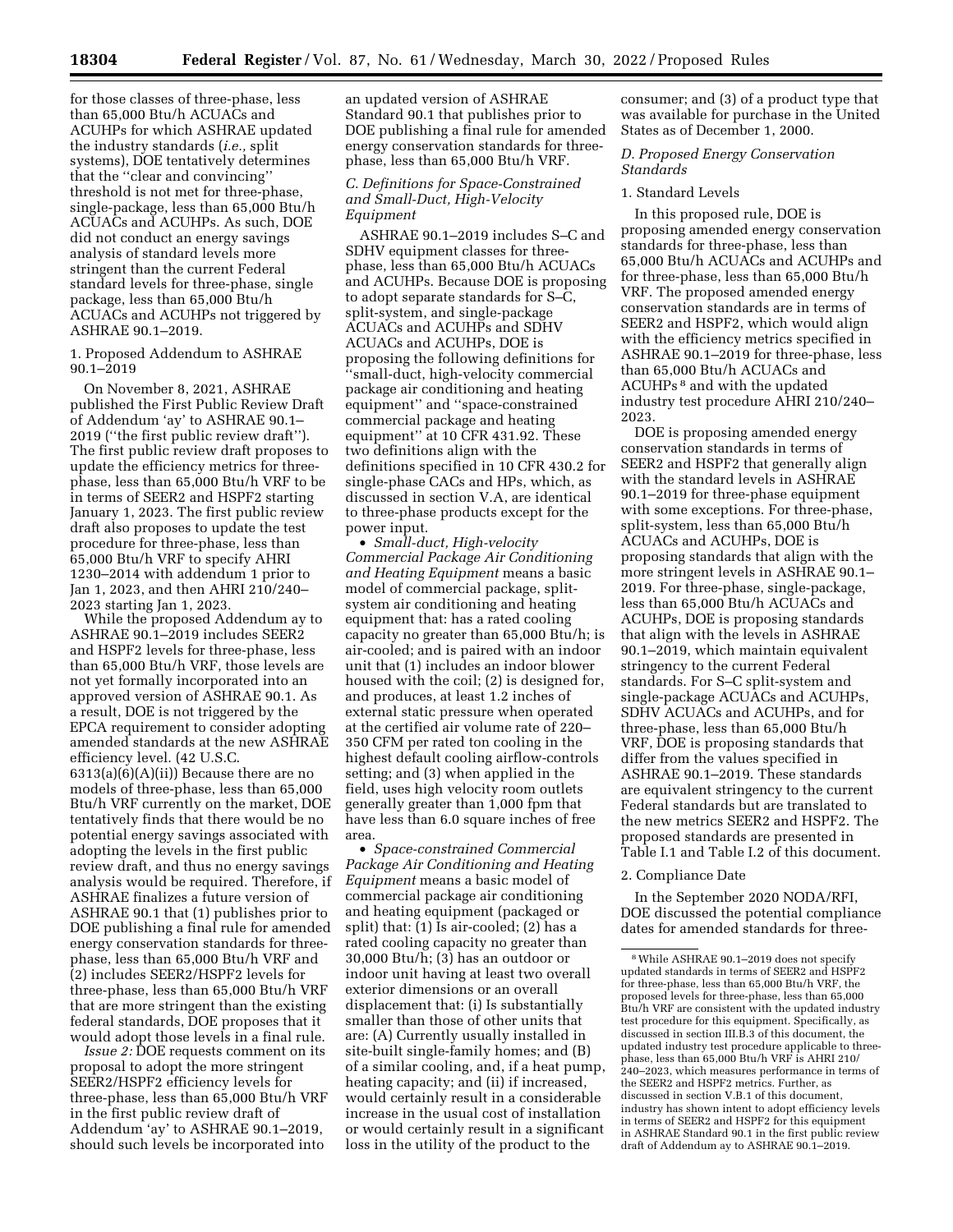for those classes of three-phase, less than 65,000 Btu/h ACUACs and ACUHPs for which ASHRAE updated the industry standards (*i.e.,* split systems), DOE tentatively determines that the ''clear and convincing'' threshold is not met for three-phase, single-package, less than 65,000 Btu/h ACUACs and ACUHPs. As such, DOE did not conduct an energy savings analysis of standard levels more stringent than the current Federal standard levels for three-phase, single package, less than 65,000 Btu/h ACUACs and ACUHPs not triggered by ASHRAE 90.1–2019.

1. Proposed Addendum to ASHRAE 90.1–2019

On November 8, 2021, ASHRAE published the First Public Review Draft of Addendum 'ay' to ASHRAE 90.1–2019 (''the first public review draft''). The first public review draft proposes to update the efficiency metrics for three-phase, less than 65,000 Btu/h VRF to be in terms of SEER2 and HSPF2 starting January 1, 2023. The first public review draft also proposes to update the test procedure for three-phase, less than 65,000 Btu/h VRF to specify AHRI 1230–2014 with addendum 1 prior to Jan 1, 2023, and then AHRI 210/240–2023 starting Jan 1, 2023.

While the proposed Addendum ay to ASHRAE 90.1–2019 includes SEER2 and HSPF2 levels for three-phase, less than 65,000 Btu/h VRF, those levels are not yet formally incorporated into an approved version of ASHRAE 90.1. As a result, DOE is not triggered by the EPCA requirement to consider adopting amended standards at the new ASHRAE efficiency level. (42 U.S.C. 6313(a)(6)(A)(ii)) Because there are no models of three-phase, less than 65,000 Btu/h VRF currently on the market, DOE tentatively finds that there would be no potential energy savings associated with adopting the levels in the first public review draft, and thus no energy savings analysis would be required. Therefore, if ASHRAE finalizes a future version of ASHRAE 90.1 that (1) publishes prior to DOE publishing a final rule for amended energy conservation standards for three-phase, less than 65,000 Btu/h VRF and (2) includes SEER2/HSPF2 levels for three-phase, less than 65,000 Btu/h VRF that are more stringent than the existing federal standards, DOE proposes that it would adopt those levels in a final rule.

*Issue 2:* DOE requests comment on its proposal to adopt the more stringent SEER2/HSPF2 efficiency levels for three-phase, less than 65,000 Btu/h VRF in the first public review draft of Addendum 'ay' to ASHRAE 90.1–2019, should such levels be incorporated into an updated version of ASHRAE Standard 90.1 that publishes prior to DOE publishing a final rule for amended energy conservation standards for three-phase, less than 65,000 Btu/h VRF.

*C. Definitions for Space-Constrained and Small-Duct, High-Velocity Equipment*

ASHRAE 90.1–2019 includes S–C and SDHV equipment classes for three-phase, less than 65,000 Btu/h ACUACs and ACUHPs. Because DOE is proposing to adopt separate standards for S–C, split-system, and single-package ACUACs and ACUHPs and SDHV ACUACs and ACUHPs, DOE is proposing the following definitions for ''small-duct, high-velocity commercial package air conditioning and heating equipment'' and ''space-constrained commercial package and heating equipment'' at 10 CFR 431.92. These two definitions align with the definitions specified in 10 CFR 430.2 for single-phase CACs and HPs, which, as discussed in section V.A, are identical to three-phase products except for the power input.

- *Small-duct, High-velocity Commercial Package Air Conditioning and Heating Equipment* means a basic model of commercial package, split-system air conditioning and heating equipment that: has a rated cooling capacity no greater than 65,000 Btu/h; is air-cooled; and is paired with an indoor unit that (1) includes an indoor blower housed with the coil; (2) is designed for, and produces, at least 1.2 inches of external static pressure when operated at the certified air volume rate of 220–350 CFM per rated ton cooling in the highest default cooling airflow-controls setting; and (3) when applied in the field, uses high velocity room outlets generally greater than 1,000 fpm that have less than 6.0 square inches of free area.
- *Space-constrained Commercial Package Air Conditioning and Heating Equipment* means a basic model of commercial package air conditioning and heating equipment (packaged or split) that: (1) Is air-cooled; (2) has a rated cooling capacity no greater than 30,000 Btu/h; (3) has an outdoor or indoor unit having at least two overall exterior dimensions or an overall displacement that: (i) Is substantially smaller than those of other units that are: (A) Currently usually installed in site-built single-family homes; and (B) of a similar cooling, and, if a heat pump, heating capacity; and (ii) if increased, would certainly result in a considerable increase in the usual cost of installation or would certainly result in a significant loss in the utility of the product to the consumer; and (3) of a product type that was available for purchase in the United States as of December 1, 2000.

*D. Proposed Energy Conservation Standards*

1. Standard Levels

In this proposed rule, DOE is proposing amended energy conservation standards for three-phase, less than 65,000 Btu/h ACUACs and ACUHPs and for three-phase, less than 65,000 Btu/h VRF. The proposed amended energy conservation standards are in terms of SEER2 and HSPF2, which would align with the efficiency metrics specified in ASHRAE 90.1–2019 for three-phase, less than 65,000 Btu/h ACUACs and ACUHPs[8] and with the updated industry test procedure AHRI 210/240–2023.

DOE is proposing amended energy conservation standards in terms of SEER2 and HSPF2 that generally align with the standard levels in ASHRAE 90.1–2019 for three-phase equipment with some exceptions. For three-phase, split-system, less than 65,000 Btu/h ACUACs and ACUHPs, DOE is proposing standards that align with the more stringent levels in ASHRAE 90.1–2019. For three-phase, single-package, less than 65,000 Btu/h ACUACs and ACUHPs, DOE is proposing standards that align with the levels in ASHRAE 90.1–2019, which maintain equivalent stringency to the current Federal standards. For S–C split-system and single-package ACUACs and ACUHPs, SDHV ACUACs and ACUHPs, and for three-phase, less than 65,000 Btu/h VRF, DOE is proposing standards that differ from the values specified in ASHRAE 90.1–2019. These standards are equivalent stringency to the current Federal standards but are translated to the new metrics SEER2 and HSPF2. The proposed standards are presented in Table I.1 and Table I.2 of this document.

2. Compliance Date

In the September 2020 NODA/RFI, DOE discussed the potential compliance dates for amended standards for three-

[8] While ASHRAE 90.1–2019 does not specify updated standards in terms of SEER2 and HSPF2 for three-phase, less than 65,000 Btu/h VRF, the proposed levels for three-phase, less than 65,000 Btu/h VRF are consistent with the updated industry test procedure for this equipment. Specifically, as discussed in section III.B.3 of this document, the updated industry test procedure applicable to three-phase, less than 65,000 Btu/h VRF is AHRI 210/240–2023, which measures performance in terms of the SEER2 and HSPF2 metrics. Further, as discussed in section V.B.1 of this document, industry has shown intent to adopt efficiency levels in terms of SEER2 and HSPF2 for this equipment in ASHRAE Standard 90.1 in the first public review draft of Addendum ay to ASHRAE 90.1–2019.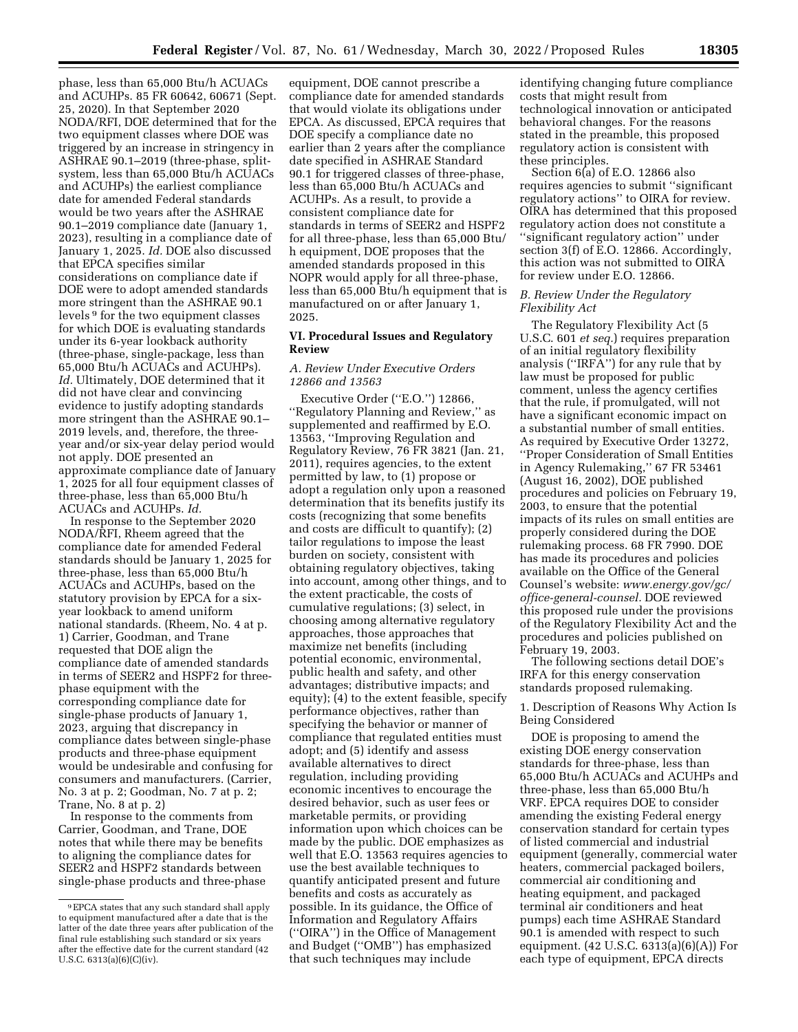phase, less than 65,000 Btu/h ACUACs and ACUHPs. 85 FR 60642, 60671 (Sept. 25, 2020). In that September 2020 NODA/RFI, DOE determined that for the two equipment classes where DOE was triggered by an increase in stringency in ASHRAE 90.1–2019 (three-phase, split-system, less than 65,000 Btu/h ACUACs and ACUHPs) the earliest compliance date for amended Federal standards would be two years after the ASHRAE 90.1–2019 compliance date (January 1, 2023), resulting in a compliance date of January 1, 2025. *Id.* DOE also discussed that EPCA specifies similar considerations on compliance date if DOE were to adopt amended standards more stringent than the ASHRAE 90.1 levels[9] for the two equipment classes for which DOE is evaluating standards under its 6-year lookback authority (three-phase, single-package, less than 65,000 Btu/h ACUACs and ACUHPs). *Id.* Ultimately, DOE determined that it did not have clear and convincing evidence to justify adopting standards more stringent than the ASHRAE 90.1–2019 levels, and, therefore, the three-year and/or six-year delay period would not apply. DOE presented an approximate compliance date of January 1, 2025 for all four equipment classes of three-phase, less than 65,000 Btu/h ACUACs and ACUHPs. *Id.*

In response to the September 2020 NODA/RFI, Rheem agreed that the compliance date for amended Federal standards should be January 1, 2025 for three-phase, less than 65,000 Btu/h ACUACs and ACUHPs, based on the statutory provision by EPCA for a six-year lookback to amend uniform national standards. (Rheem, No. 4 at p. 1) Carrier, Goodman, and Trane requested that DOE align the compliance date of amended standards in terms of SEER2 and HSPF2 for three-phase equipment with the corresponding compliance date for single-phase products of January 1, 2023, arguing that discrepancy in compliance dates between single-phase products and three-phase equipment would be undesirable and confusing for consumers and manufacturers. (Carrier, No. 3 at p. 2; Goodman, No. 7 at p. 2; Trane, No. 8 at p. 2)

In response to the comments from Carrier, Goodman, and Trane, DOE notes that while there may be benefits to aligning the compliance dates for SEER2 and HSPF2 standards between single-phase products and three-phase equipment, DOE cannot prescribe a compliance date for amended standards that would violate its obligations under EPCA. As discussed, EPCA requires that DOE specify a compliance date no earlier than 2 years after the compliance date specified in ASHRAE Standard 90.1 for triggered classes of three-phase, less than 65,000 Btu/h ACUACs and ACUHPs. As a result, to provide a consistent compliance date for standards in terms of SEER2 and HSPF2 for all three-phase, less than 65,000 Btu/h equipment, DOE proposes that the amended standards proposed in this NOPR would apply for all three-phase, less than 65,000 Btu/h equipment that is manufactured on or after January 1, 2025.

## VI. Procedural Issues and Regulatory Review

### A. Review Under Executive Orders 12866 and 13563

Executive Order (''E.O.'') 12866, ''Regulatory Planning and Review,'' as supplemented and reaffirmed by E.O. 13563, ''Improving Regulation and Regulatory Review, 76 FR 3821 (Jan. 21, 2011), requires agencies, to the extent permitted by law, to (1) propose or adopt a regulation only upon a reasoned determination that its benefits justify its costs (recognizing that some benefits and costs are difficult to quantify); (2) tailor regulations to impose the least burden on society, consistent with obtaining regulatory objectives, taking into account, among other things, and to the extent practicable, the costs of cumulative regulations; (3) select, in choosing among alternative regulatory approaches, those approaches that maximize net benefits (including potential economic, environmental, public health and safety, and other advantages; distributive impacts; and equity); (4) to the extent feasible, specify performance objectives, rather than specifying the behavior or manner of compliance that regulated entities must adopt; and (5) identify and assess available alternatives to direct regulation, including providing economic incentives to encourage the desired behavior, such as user fees or marketable permits, or providing information upon which choices can be made by the public. DOE emphasizes as well that E.O. 13563 requires agencies to use the best available techniques to quantify anticipated present and future benefits and costs as accurately as possible. In its guidance, the Office of Information and Regulatory Affairs (''OIRA'') in the Office of Management and Budget (''OMB'') has emphasized that such techniques may include identifying changing future compliance costs that might result from technological innovation or anticipated behavioral changes. For the reasons stated in the preamble, this proposed regulatory action is consistent with these principles.

Section 6(a) of E.O. 12866 also requires agencies to submit ''significant regulatory actions'' to OIRA for review. OIRA has determined that this proposed regulatory action does not constitute a ''significant regulatory action'' under section 3(f) of E.O. 12866. Accordingly, this action was not submitted to OIRA for review under E.O. 12866.

### B. Review Under the Regulatory Flexibility Act

The Regulatory Flexibility Act (5 U.S.C. 601 *et seq.*) requires preparation of an initial regulatory flexibility analysis (''IRFA'') for any rule that by law must be proposed for public comment, unless the agency certifies that the rule, if promulgated, will not have a significant economic impact on a substantial number of small entities. As required by Executive Order 13272, ''Proper Consideration of Small Entities in Agency Rulemaking,'' 67 FR 53461 (August 16, 2002), DOE published procedures and policies on February 19, 2003, to ensure that the potential impacts of its rules on small entities are properly considered during the DOE rulemaking process. 68 FR 7990. DOE has made its procedures and policies available on the Office of the General Counsel's website: *www.energy.gov/gc/office-general-counsel.* DOE reviewed this proposed rule under the provisions of the Regulatory Flexibility Act and the procedures and policies published on February 19, 2003.

The following sections detail DOE's IRFA for this energy conservation standards proposed rulemaking.

#### 1. Description of Reasons Why Action Is Being Considered

DOE is proposing to amend the existing DOE energy conservation standards for three-phase, less than 65,000 Btu/h ACUACs and ACUHPs and three-phase, less than 65,000 Btu/h VRF. EPCA requires DOE to consider amending the existing Federal energy conservation standard for certain types of listed commercial and industrial equipment (generally, commercial water heaters, commercial packaged boilers, commercial air conditioning and heating equipment, and packaged terminal air conditioners and heat pumps) each time ASHRAE Standard 90.1 is amended with respect to such equipment. (42 U.S.C. 6313(a)(6)(A)) For each type of equipment, EPCA directs

[9] EPCA states that any such standard shall apply to equipment manufactured after a date that is the latter of the date three years after publication of the final rule establishing such standard or six years after the effective date for the current standard (42 U.S.C. 6313(a)(6)(C)(iv).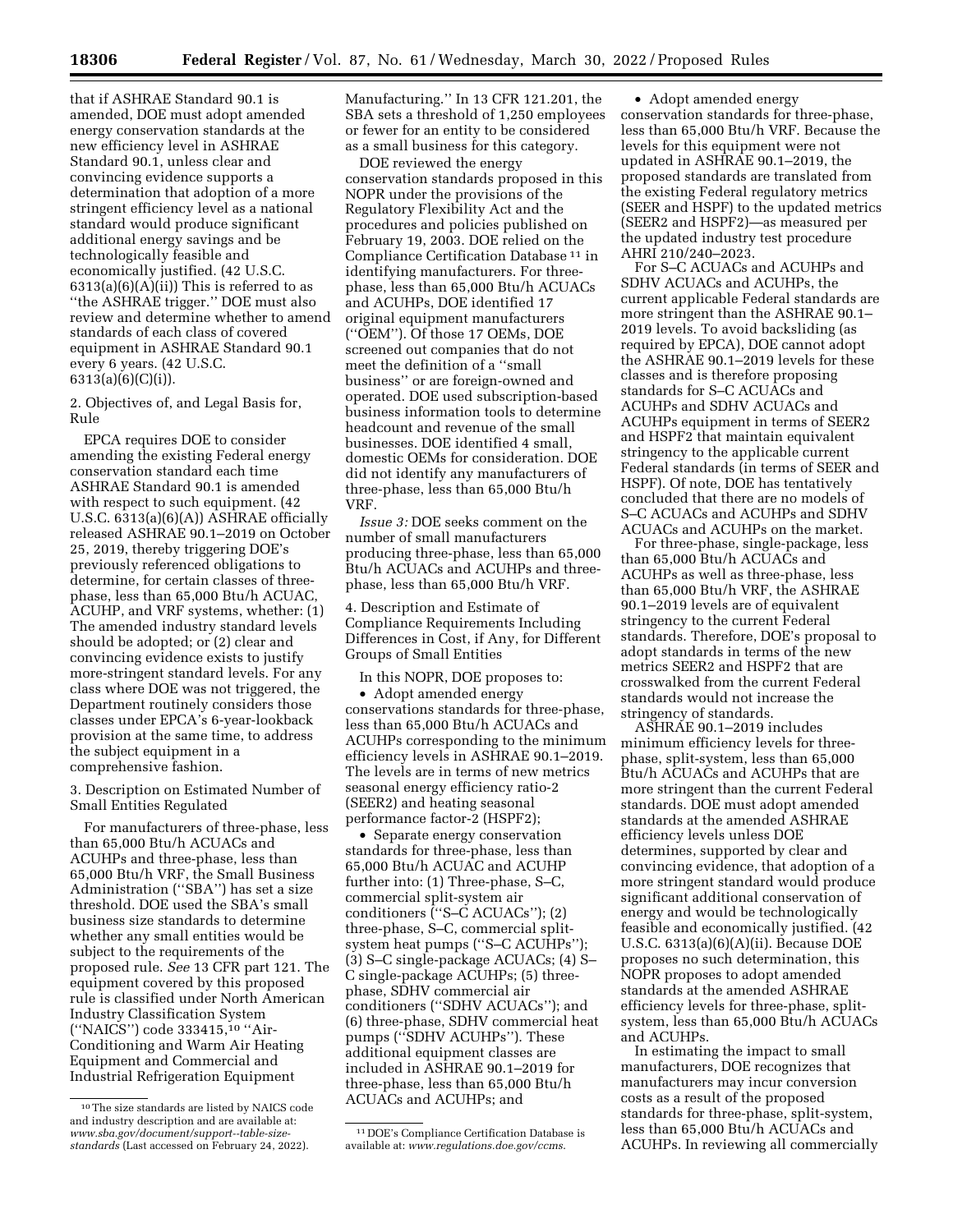that if ASHRAE Standard 90.1 is amended, DOE must adopt amended energy conservation standards at the new efficiency level in ASHRAE Standard 90.1, unless clear and convincing evidence supports a determination that adoption of a more stringent efficiency level as a national standard would produce significant additional energy savings and be technologically feasible and economically justified. (42 U.S.C. 6313(a)(6)(A)(ii)) This is referred to as "the ASHRAE trigger." DOE must also review and determine whether to amend standards of each class of covered equipment in ASHRAE Standard 90.1 every 6 years. (42 U.S.C. 6313(a)(6)(C)(i)).

2. Objectives of, and Legal Basis for, Rule

EPCA requires DOE to consider amending the existing Federal energy conservation standard each time ASHRAE Standard 90.1 is amended with respect to such equipment. (42 U.S.C. 6313(a)(6)(A)) ASHRAE officially released ASHRAE 90.1–2019 on October 25, 2019, thereby triggering DOE's previously referenced obligations to determine, for certain classes of three-phase, less than 65,000 Btu/h ACUAC, ACUHP, and VRF systems, whether: (1) The amended industry standard levels should be adopted; or (2) clear and convincing evidence exists to justify more-stringent standard levels. For any class where DOE was not triggered, the Department routinely considers those classes under EPCA's 6-year-lookback provision at the same time, to address the subject equipment in a comprehensive fashion.

3. Description on Estimated Number of Small Entities Regulated

For manufacturers of three-phase, less than 65,000 Btu/h ACUACs and ACUHPs and three-phase, less than 65,000 Btu/h VRF, the Small Business Administration ("SBA") has set a size threshold. DOE used the SBA's small business size standards to determine whether any small entities would be subject to the requirements of the proposed rule. *See* 13 CFR part 121. The equipment covered by this proposed rule is classified under North American Industry Classification System ("NAICS") code 333415,[10] "Air-Conditioning and Warm Air Heating Equipment and Commercial and Industrial Refrigeration Equipment Manufacturing." In 13 CFR 121.201, the SBA sets a threshold of 1,250 employees or fewer for an entity to be considered as a small business for this category.

DOE reviewed the energy conservation standards proposed in this NOPR under the provisions of the Regulatory Flexibility Act and the procedures and policies published on February 19, 2003. DOE relied on the Compliance Certification Database[11] in identifying manufacturers. For three-phase, less than 65,000 Btu/h ACUACs and ACUHPs, DOE identified 17 original equipment manufacturers ("OEM"). Of those 17 OEMs, DOE screened out companies that do not meet the definition of a "small business" or are foreign-owned and operated. DOE used subscription-based business information tools to determine headcount and revenue of the small businesses. DOE identified 4 small, domestic OEMs for consideration. DOE did not identify any manufacturers of three-phase, less than 65,000 Btu/h VRF.

*Issue 3:* DOE seeks comment on the number of small manufacturers producing three-phase, less than 65,000 Btu/h ACUACs and ACUHPs and three-phase, less than 65,000 Btu/h VRF.

4. Description and Estimate of Compliance Requirements Including Differences in Cost, if Any, for Different Groups of Small Entities

In this NOPR, DOE proposes to:

- Adopt amended energy conservations standards for three-phase, less than 65,000 Btu/h ACUACs and ACUHPs corresponding to the minimum efficiency levels in ASHRAE 90.1–2019. The levels are in terms of new metrics seasonal energy efficiency ratio-2 (SEER2) and heating seasonal performance factor-2 (HSPF2);
- Separate energy conservation standards for three-phase, less than 65,000 Btu/h ACUAC and ACUHP further into: (1) Three-phase, S–C, commercial split-system air conditioners ("S–C ACUACs"); (2) three-phase, S–C, commercial split-system heat pumps ("S–C ACUHPs"); (3) S–C single-package ACUACs; (4) S–C single-package ACUHPs; (5) three-phase, SDHV commercial air conditioners ("SDHV ACUACs"); and (6) three-phase, SDHV commercial heat pumps ("SDHV ACUHPs"). These additional equipment classes are included in ASHRAE 90.1–2019 for three-phase, less than 65,000 Btu/h ACUACs and ACUHPs; and
- Adopt amended energy conservation standards for three-phase, less than 65,000 Btu/h VRF. Because the levels for this equipment were not updated in ASHRAE 90.1–2019, the proposed standards are translated from the existing Federal regulatory metrics (SEER and HSPF) to the updated metrics (SEER2 and HSPF2)—as measured per the updated industry test procedure AHRI 210/240–2023.

For S–C ACUACs and ACUHPs and SDHV ACUACs and ACUHPs, the current applicable Federal standards are more stringent than the ASHRAE 90.1–2019 levels. To avoid backsliding (as required by EPCA), DOE cannot adopt the ASHRAE 90.1–2019 levels for these classes and is therefore proposing standards for S–C ACUACs and ACUHPs and SDHV ACUACs and ACUHPs equipment in terms of SEER2 and HSPF2 that maintain equivalent stringency to the applicable current Federal standards (in terms of SEER and HSPF). Of note, DOE has tentatively concluded that there are no models of S–C ACUACs and ACUHPs and SDHV ACUACs and ACUHPs on the market.

For three-phase, single-package, less than 65,000 Btu/h ACUACs and ACUHPs as well as three-phase, less than 65,000 Btu/h VRF, the ASHRAE 90.1–2019 levels are of equivalent stringency to the current Federal standards. Therefore, DOE's proposal to adopt standards in terms of the new metrics SEER2 and HSPF2 that are crosswalked from the current Federal standards would not increase the stringency of standards.

ASHRAE 90.1–2019 includes minimum efficiency levels for three-phase, split-system, less than 65,000 Btu/h ACUACs and ACUHPs that are more stringent than the current Federal standards. DOE must adopt amended standards at the amended ASHRAE efficiency levels unless DOE determines, supported by clear and convincing evidence, that adoption of a more stringent standard would produce significant additional conservation of energy and would be technologically feasible and economically justified. (42 U.S.C. 6313(a)(6)(A)(ii). Because DOE proposes no such determination, this NOPR proposes to adopt amended standards at the amended ASHRAE efficiency levels for three-phase, split-system, less than 65,000 Btu/h ACUACs and ACUHPs.

In estimating the impact to small manufacturers, DOE recognizes that manufacturers may incur conversion costs as a result of the proposed standards for three-phase, split-system, less than 65,000 Btu/h ACUACs and ACUHPs. In reviewing all commercially

[10] The size standards are listed by NAICS code and industry description and are available at: *www.sba.gov/document/support--table-size-standards* (Last accessed on February 24, 2022).

[11] DOE's Compliance Certification Database is available at: *www.regulations.doe.gov/ccms.*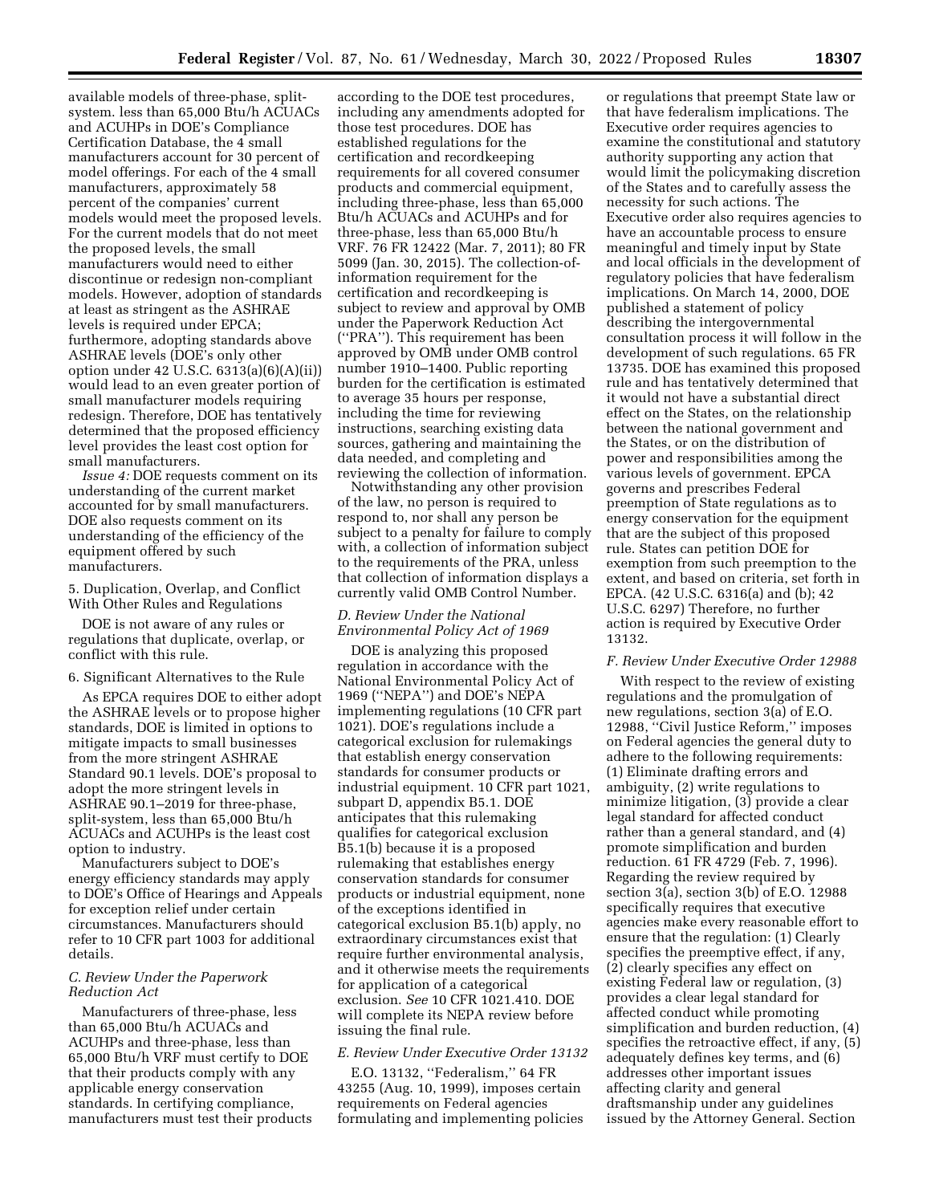available models of three-phase, split-system. less than 65,000 Btu/h ACUACs and ACUHPs in DOE's Compliance Certification Database, the 4 small manufacturers account for 30 percent of model offerings. For each of the 4 small manufacturers, approximately 58 percent of the companies' current models would meet the proposed levels. For the current models that do not meet the proposed levels, the small manufacturers would need to either discontinue or redesign non-compliant models. However, adoption of standards at least as stringent as the ASHRAE levels is required under EPCA; furthermore, adopting standards above ASHRAE levels (DOE's only other option under 42 U.S.C. 6313(a)(6)(A)(ii)) would lead to an even greater portion of small manufacturer models requiring redesign. Therefore, DOE has tentatively determined that the proposed efficiency level provides the least cost option for small manufacturers.

*Issue 4:* DOE requests comment on its understanding of the current market accounted for by small manufacturers. DOE also requests comment on its understanding of the efficiency of the equipment offered by such manufacturers.

5. Duplication, Overlap, and Conflict With Other Rules and Regulations

DOE is not aware of any rules or regulations that duplicate, overlap, or conflict with this rule.

6. Significant Alternatives to the Rule

As EPCA requires DOE to either adopt the ASHRAE levels or to propose higher standards, DOE is limited in options to mitigate impacts to small businesses from the more stringent ASHRAE Standard 90.1 levels. DOE's proposal to adopt the more stringent levels in ASHRAE 90.1–2019 for three-phase, split-system, less than 65,000 Btu/h ACUACs and ACUHPs is the least cost option to industry.

Manufacturers subject to DOE's energy efficiency standards may apply to DOE's Office of Hearings and Appeals for exception relief under certain circumstances. Manufacturers should refer to 10 CFR part 1003 for additional details.

### *C. Review Under the Paperwork Reduction Act*

Manufacturers of three-phase, less than 65,000 Btu/h ACUACs and ACUHPs and three-phase, less than 65,000 Btu/h VRF must certify to DOE that their products comply with any applicable energy conservation standards. In certifying compliance, manufacturers must test their products according to the DOE test procedures, including any amendments adopted for those test procedures. DOE has established regulations for the certification and recordkeeping requirements for all covered consumer products and commercial equipment, including three-phase, less than 65,000 Btu/h ACUACs and ACUHPs and for three-phase, less than 65,000 Btu/h VRF. 76 FR 12422 (Mar. 7, 2011); 80 FR 5099 (Jan. 30, 2015). The collection-of-information requirement for the certification and recordkeeping is subject to review and approval by OMB under the Paperwork Reduction Act (''PRA''). This requirement has been approved by OMB under OMB control number 1910–1400. Public reporting burden for the certification is estimated to average 35 hours per response, including the time for reviewing instructions, searching existing data sources, gathering and maintaining the data needed, and completing and reviewing the collection of information.

Notwithstanding any other provision of the law, no person is required to respond to, nor shall any person be subject to a penalty for failure to comply with, a collection of information subject to the requirements of the PRA, unless that collection of information displays a currently valid OMB Control Number.

### *D. Review Under the National Environmental Policy Act of 1969*

DOE is analyzing this proposed regulation in accordance with the National Environmental Policy Act of 1969 (''NEPA'') and DOE's NEPA implementing regulations (10 CFR part 1021). DOE's regulations include a categorical exclusion for rulemakings that establish energy conservation standards for consumer products or industrial equipment. 10 CFR part 1021, subpart D, appendix B5.1. DOE anticipates that this rulemaking qualifies for categorical exclusion B5.1(b) because it is a proposed rulemaking that establishes energy conservation standards for consumer products or industrial equipment, none of the exceptions identified in categorical exclusion B5.1(b) apply, no extraordinary circumstances exist that require further environmental analysis, and it otherwise meets the requirements for application of a categorical exclusion. *See* 10 CFR 1021.410. DOE will complete its NEPA review before issuing the final rule.

### *E. Review Under Executive Order 13132*

E.O. 13132, ''Federalism,'' 64 FR 43255 (Aug. 10, 1999), imposes certain requirements on Federal agencies formulating and implementing policies or regulations that preempt State law or that have federalism implications. The Executive order requires agencies to examine the constitutional and statutory authority supporting any action that would limit the policymaking discretion of the States and to carefully assess the necessity for such actions. The Executive order also requires agencies to have an accountable process to ensure meaningful and timely input by State and local officials in the development of regulatory policies that have federalism implications. On March 14, 2000, DOE published a statement of policy describing the intergovernmental consultation process it will follow in the development of such regulations. 65 FR 13735. DOE has examined this proposed rule and has tentatively determined that it would not have a substantial direct effect on the States, on the relationship between the national government and the States, or on the distribution of power and responsibilities among the various levels of government. EPCA governs and prescribes Federal preemption of State regulations as to energy conservation for the equipment that are the subject of this proposed rule. States can petition DOE for exemption from such preemption to the extent, and based on criteria, set forth in EPCA. (42 U.S.C. 6316(a) and (b); 42 U.S.C. 6297) Therefore, no further action is required by Executive Order 13132.

### *F. Review Under Executive Order 12988*

With respect to the review of existing regulations and the promulgation of new regulations, section 3(a) of E.O. 12988, ''Civil Justice Reform,'' imposes on Federal agencies the general duty to adhere to the following requirements: (1) Eliminate drafting errors and ambiguity, (2) write regulations to minimize litigation, (3) provide a clear legal standard for affected conduct rather than a general standard, and (4) promote simplification and burden reduction. 61 FR 4729 (Feb. 7, 1996). Regarding the review required by section 3(a), section 3(b) of E.O. 12988 specifically requires that executive agencies make every reasonable effort to ensure that the regulation: (1) Clearly specifies the preemptive effect, if any, (2) clearly specifies any effect on existing Federal law or regulation, (3) provides a clear legal standard for affected conduct while promoting simplification and burden reduction, (4) specifies the retroactive effect, if any, (5) adequately defines key terms, and (6) addresses other important issues affecting clarity and general draftsmanship under any guidelines issued by the Attorney General. Section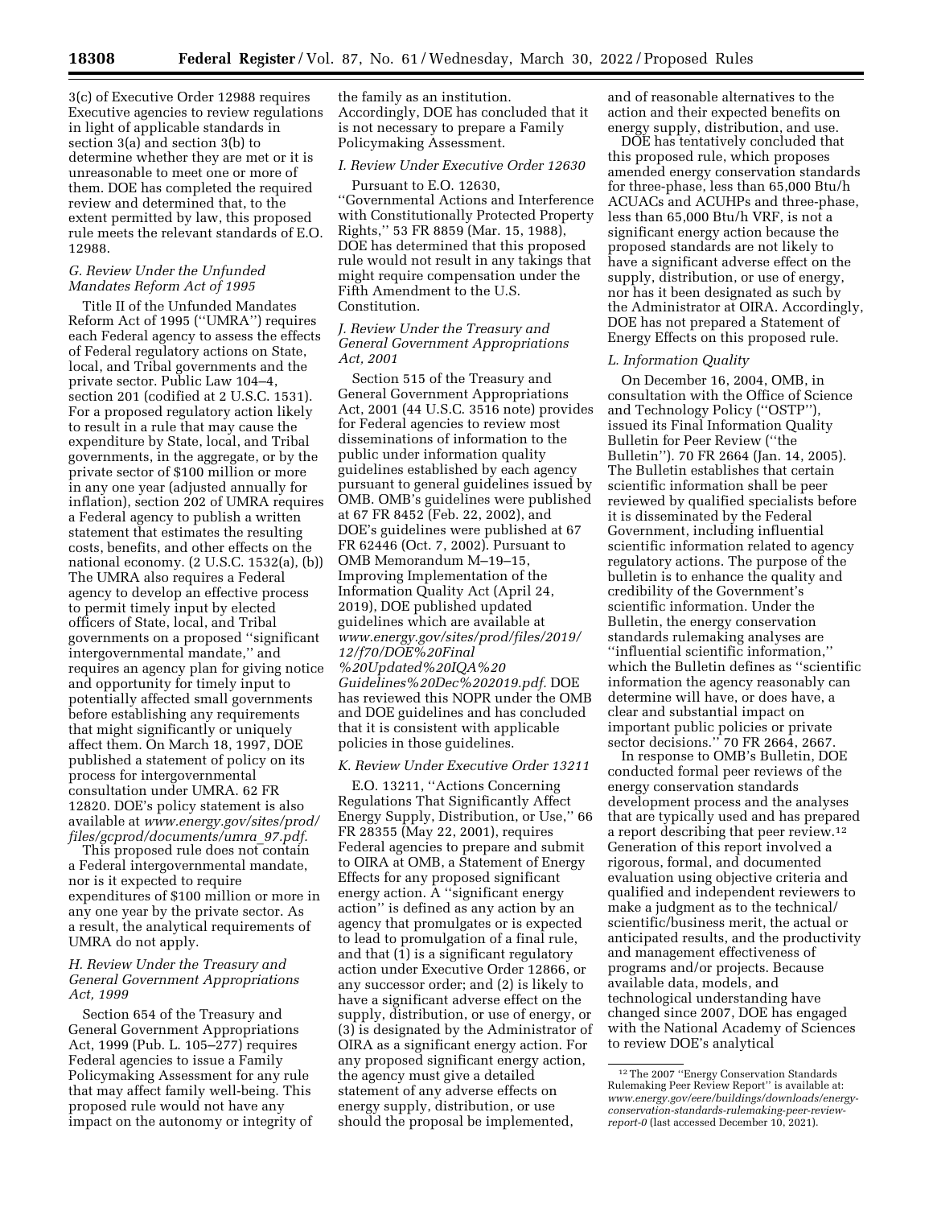3(c) of Executive Order 12988 requires Executive agencies to review regulations in light of applicable standards in section 3(a) and section 3(b) to determine whether they are met or it is unreasonable to meet one or more of them. DOE has completed the required review and determined that, to the extent permitted by law, this proposed rule meets the relevant standards of E.O. 12988.

### G. Review Under the Unfunded Mandates Reform Act of 1995

Title II of the Unfunded Mandates Reform Act of 1995 (''UMRA'') requires each Federal agency to assess the effects of Federal regulatory actions on State, local, and Tribal governments and the private sector. Public Law 104–4, section 201 (codified at 2 U.S.C. 1531). For a proposed regulatory action likely to result in a rule that may cause the expenditure by State, local, and Tribal governments, in the aggregate, or by the private sector of $100 million or more in any one year (adjusted annually for inflation), section 202 of UMRA requires a Federal agency to publish a written statement that estimates the resulting costs, benefits, and other effects on the national economy. (2 U.S.C. 1532(a), (b)) The UMRA also requires a Federal agency to develop an effective process to permit timely input by elected officers of State, local, and Tribal governments on a proposed ''significant intergovernmental mandate,'' and requires an agency plan for giving notice and opportunity for timely input to potentially affected small governments before establishing any requirements that might significantly or uniquely affect them. On March 18, 1997, DOE published a statement of policy on its process for intergovernmental consultation under UMRA. 62 FR 12820. DOE's policy statement is also available at *www.energy.gov/sites/prod/files/gcprod/documents/umra_97.pdf*.

This proposed rule does not contain a Federal intergovernmental mandate, nor is it expected to require expenditures of $100 million or more in any one year by the private sector. As a result, the analytical requirements of UMRA do not apply.

### H. Review Under the Treasury and General Government Appropriations Act, 1999

Section 654 of the Treasury and General Government Appropriations Act, 1999 (Pub. L. 105–277) requires Federal agencies to issue a Family Policymaking Assessment for any rule that may affect family well-being. This proposed rule would not have any impact on the autonomy or integrity of the family as an institution. Accordingly, DOE has concluded that it is not necessary to prepare a Family Policymaking Assessment.

### I. Review Under Executive Order 12630

Pursuant to E.O. 12630, ''Governmental Actions and Interference with Constitutionally Protected Property Rights,'' 53 FR 8859 (Mar. 15, 1988), DOE has determined that this proposed rule would not result in any takings that might require compensation under the Fifth Amendment to the U.S. Constitution.

### J. Review Under the Treasury and General Government Appropriations Act, 2001

Section 515 of the Treasury and General Government Appropriations Act, 2001 (44 U.S.C. 3516 note) provides for Federal agencies to review most disseminations of information to the public under information quality guidelines established by each agency pursuant to general guidelines issued by OMB. OMB's guidelines were published at 67 FR 8452 (Feb. 22, 2002), and DOE's guidelines were published at 67 FR 62446 (Oct. 7, 2002). Pursuant to OMB Memorandum M–19–15, Improving Implementation of the Information Quality Act (April 24, 2019), DOE published updated guidelines which are available at *www.energy.gov/sites/prod/files/2019/12/f70/DOE%20Final%20Updated%20IQA%20Guidelines%20Dec%202019.pdf*. DOE has reviewed this NOPR under the OMB and DOE guidelines and has concluded that it is consistent with applicable policies in those guidelines.

### K. Review Under Executive Order 13211

E.O. 13211, ''Actions Concerning Regulations That Significantly Affect Energy Supply, Distribution, or Use,'' 66 FR 28355 (May 22, 2001), requires Federal agencies to prepare and submit to OIRA at OMB, a Statement of Energy Effects for any proposed significant energy action. A ''significant energy action'' is defined as any action by an agency that promulgates or is expected to lead to promulgation of a final rule, and that (1) is a significant regulatory action under Executive Order 12866, or any successor order; and (2) is likely to have a significant adverse effect on the supply, distribution, or use of energy, or (3) is designated by the Administrator of OIRA as a significant energy action. For any proposed significant energy action, the agency must give a detailed statement of any adverse effects on energy supply, distribution, or use should the proposal be implemented, and of reasonable alternatives to the action and their expected benefits on energy supply, distribution, and use.

DOE has tentatively concluded that this proposed rule, which proposes amended energy conservation standards for three-phase, less than 65,000 Btu/h ACUACs and ACUHPs and three-phase, less than 65,000 Btu/h VRF, is not a significant energy action because the proposed standards are not likely to have a significant adverse effect on the supply, distribution, or use of energy, nor has it been designated as such by the Administrator at OIRA. Accordingly, DOE has not prepared a Statement of Energy Effects on this proposed rule.

### L. Information Quality

On December 16, 2004, OMB, in consultation with the Office of Science and Technology Policy (''OSTP''), issued its Final Information Quality Bulletin for Peer Review (''the Bulletin''). 70 FR 2664 (Jan. 14, 2005). The Bulletin establishes that certain scientific information shall be peer reviewed by qualified specialists before it is disseminated by the Federal Government, including influential scientific information related to agency regulatory actions. The purpose of the bulletin is to enhance the quality and credibility of the Government's scientific information. Under the Bulletin, the energy conservation standards rulemaking analyses are ''influential scientific information,'' which the Bulletin defines as ''scientific information the agency reasonably can determine will have, or does have, a clear and substantial impact on important public policies or private sector decisions.'' 70 FR 2664, 2667.

In response to OMB's Bulletin, DOE conducted formal peer reviews of the energy conservation standards development process and the analyses that are typically used and has prepared a report describing that peer review.[12] Generation of this report involved a rigorous, formal, and documented evaluation using objective criteria and qualified and independent reviewers to make a judgment as to the technical/scientific/business merit, the actual or anticipated results, and the productivity and management effectiveness of programs and/or projects. Because available data, models, and technological understanding have changed since 2007, DOE has engaged with the National Academy of Sciences to review DOE's analytical

[12] The 2007 ''Energy Conservation Standards Rulemaking Peer Review Report'' is available at: *www.energy.gov/eere/buildings/downloads/energy-conservation-standards-rulemaking-peer-review-report-0* (last accessed December 10, 2021).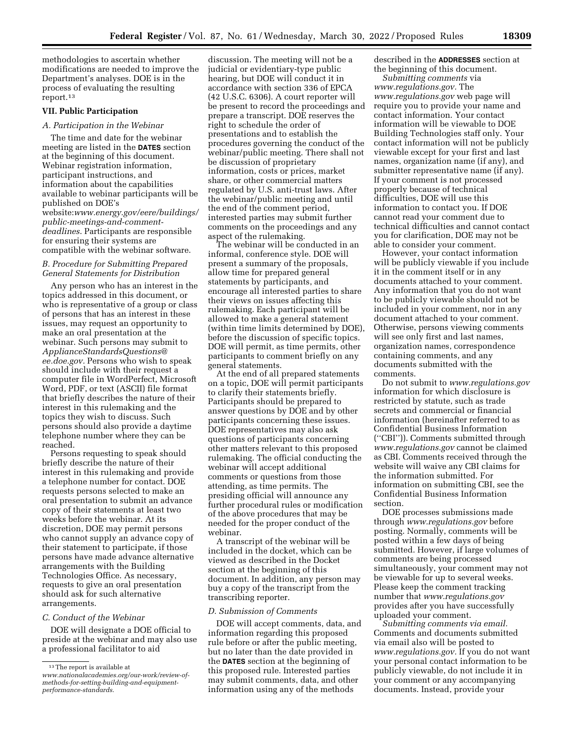methodologies to ascertain whether modifications are needed to improve the Department's analyses. DOE is in the process of evaluating the resulting report.[13]

## VII. Public Participation

### A. Participation in the Webinar

The time and date for the webinar meeting are listed in the **DATES** section at the beginning of this document. Webinar registration information, participant instructions, and information about the capabilities available to webinar participants will be published on DOE's website:*www.energy.gov/eere/buildings/public-meetings-and-comment-deadlines.* Participants are responsible for ensuring their systems are compatible with the webinar software.

### B. Procedure for Submitting Prepared General Statements for Distribution

Any person who has an interest in the topics addressed in this document, or who is representative of a group or class of persons that has an interest in these issues, may request an opportunity to make an oral presentation at the webinar. Such persons may submit to *ApplianceStandardsQuestions@ee.doe.gov.* Persons who wish to speak should include with their request a computer file in WordPerfect, Microsoft Word, PDF, or text (ASCII) file format that briefly describes the nature of their interest in this rulemaking and the topics they wish to discuss. Such persons should also provide a daytime telephone number where they can be reached.

Persons requesting to speak should briefly describe the nature of their interest in this rulemaking and provide a telephone number for contact. DOE requests persons selected to make an oral presentation to submit an advance copy of their statements at least two weeks before the webinar. At its discretion, DOE may permit persons who cannot supply an advance copy of their statement to participate, if those persons have made advance alternative arrangements with the Building Technologies Office. As necessary, requests to give an oral presentation should ask for such alternative arrangements.

### C. Conduct of the Webinar

DOE will designate a DOE official to preside at the webinar and may also use a professional facilitator to aid discussion. The meeting will not be a judicial or evidentiary-type public hearing, but DOE will conduct it in accordance with section 336 of EPCA (42 U.S.C. 6306). A court reporter will be present to record the proceedings and prepare a transcript. DOE reserves the right to schedule the order of presentations and to establish the procedures governing the conduct of the webinar/public meeting. There shall not be discussion of proprietary information, costs or prices, market share, or other commercial matters regulated by U.S. anti-trust laws. After the webinar/public meeting and until the end of the comment period, interested parties may submit further comments on the proceedings and any aspect of the rulemaking.

The webinar will be conducted in an informal, conference style. DOE will present a summary of the proposals, allow time for prepared general statements by participants, and encourage all interested parties to share their views on issues affecting this rulemaking. Each participant will be allowed to make a general statement (within time limits determined by DOE), before the discussion of specific topics. DOE will permit, as time permits, other participants to comment briefly on any general statements.

At the end of all prepared statements on a topic, DOE will permit participants to clarify their statements briefly. Participants should be prepared to answer questions by DOE and by other participants concerning these issues. DOE representatives may also ask questions of participants concerning other matters relevant to this proposed rulemaking. The official conducting the webinar will accept additional comments or questions from those attending, as time permits. The presiding official will announce any further procedural rules or modification of the above procedures that may be needed for the proper conduct of the webinar.

A transcript of the webinar will be included in the docket, which can be viewed as described in the Docket section at the beginning of this document. In addition, any person may buy a copy of the transcript from the transcribing reporter.

### D. Submission of Comments

DOE will accept comments, data, and information regarding this proposed rule before or after the public meeting, but no later than the date provided in the **DATES** section at the beginning of this proposed rule. Interested parties may submit comments, data, and other information using any of the methods described in the **ADDRESSES** section at the beginning of this document.

*Submitting comments* via *www.regulations.gov.* The *www.regulations.gov* web page will require you to provide your name and contact information. Your contact information will be viewable to DOE Building Technologies staff only. Your contact information will not be publicly viewable except for your first and last names, organization name (if any), and submitter representative name (if any). If your comment is not processed properly because of technical difficulties, DOE will use this information to contact you. If DOE cannot read your comment due to technical difficulties and cannot contact you for clarification, DOE may not be able to consider your comment.

However, your contact information will be publicly viewable if you include it in the comment itself or in any documents attached to your comment. Any information that you do not want to be publicly viewable should not be included in your comment, nor in any document attached to your comment. Otherwise, persons viewing comments will see only first and last names, organization names, correspondence containing comments, and any documents submitted with the comments.

Do not submit to *www.regulations.gov* information for which disclosure is restricted by statute, such as trade secrets and commercial or financial information (hereinafter referred to as Confidential Business Information (''CBI'')). Comments submitted through *www.regulations.gov* cannot be claimed as CBI. Comments received through the website will waive any CBI claims for the information submitted. For information on submitting CBI, see the Confidential Business Information section.

DOE processes submissions made through *www.regulations.gov* before posting. Normally, comments will be posted within a few days of being submitted. However, if large volumes of comments are being processed simultaneously, your comment may not be viewable for up to several weeks. Please keep the comment tracking number that *www.regulations.gov* provides after you have successfully uploaded your comment.

*Submitting comments via email.* Comments and documents submitted via email also will be posted to *www.regulations.gov.* If you do not want your personal contact information to be publicly viewable, do not include it in your comment or any accompanying documents. Instead, provide your

[13] The report is available at *www.nationalacademies.org/our-work/review-of-methods-for-setting-building-and-equipment-performance-standards.*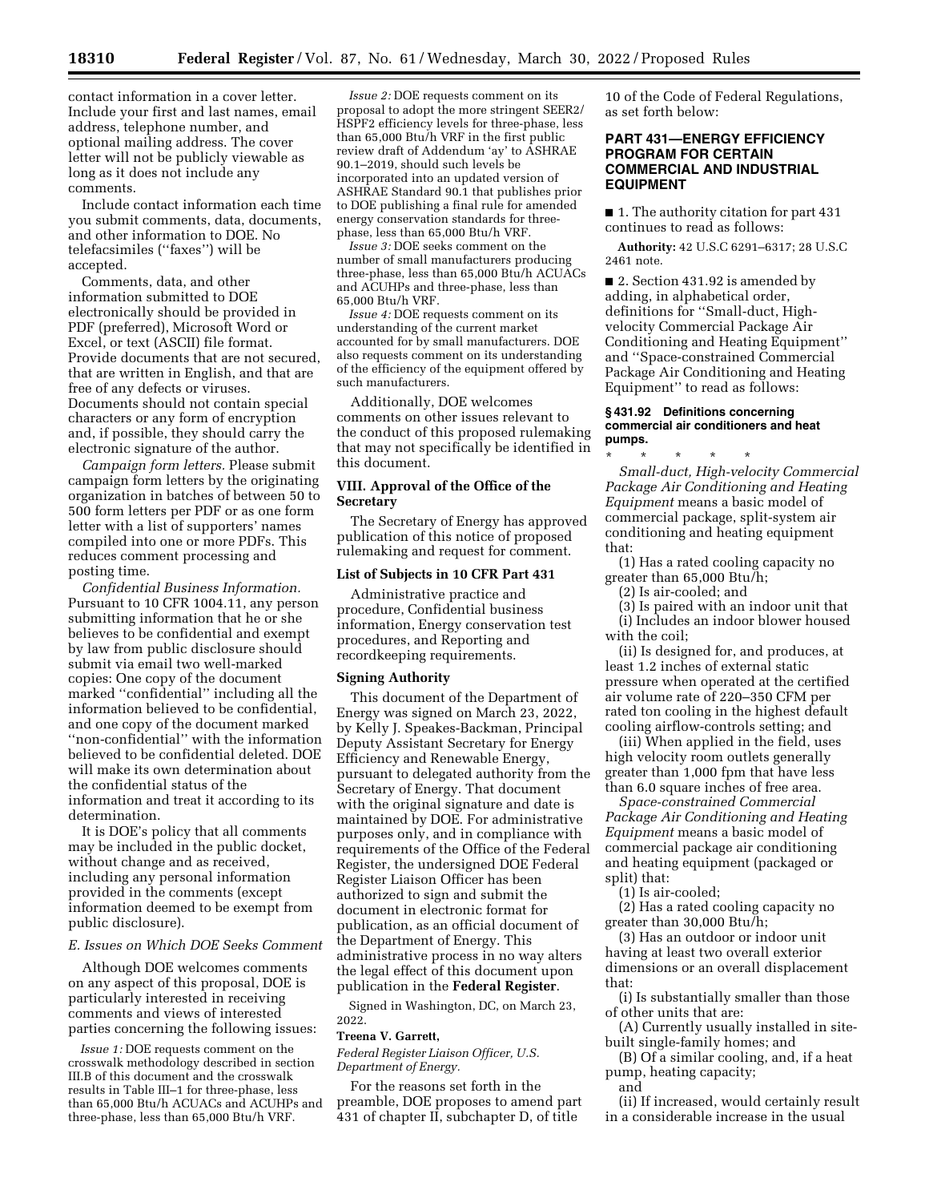contact information in a cover letter. Include your first and last names, email address, telephone number, and optional mailing address. The cover letter will not be publicly viewable as long as it does not include any comments.

Include contact information each time you submit comments, data, documents, and other information to DOE. No telefacsimiles (''faxes'') will be accepted.

Comments, data, and other information submitted to DOE electronically should be provided in PDF (preferred), Microsoft Word or Excel, or text (ASCII) file format. Provide documents that are not secured, that are written in English, and that are free of any defects or viruses. Documents should not contain special characters or any form of encryption and, if possible, they should carry the electronic signature of the author.

*Campaign form letters.* Please submit campaign form letters by the originating organization in batches of between 50 to 500 form letters per PDF or as one form letter with a list of supporters' names compiled into one or more PDFs. This reduces comment processing and posting time.

*Confidential Business Information.* Pursuant to 10 CFR 1004.11, any person submitting information that he or she believes to be confidential and exempt by law from public disclosure should submit via email two well-marked copies: One copy of the document marked ''confidential'' including all the information believed to be confidential, and one copy of the document marked ''non-confidential'' with the information believed to be confidential deleted. DOE will make its own determination about the confidential status of the information and treat it according to its determination.

It is DOE's policy that all comments may be included in the public docket, without change and as received, including any personal information provided in the comments (except information deemed to be exempt from public disclosure).

### *E. Issues on Which DOE Seeks Comment*

Although DOE welcomes comments on any aspect of this proposal, DOE is particularly interested in receiving comments and views of interested parties concerning the following issues:

*Issue 1:* DOE requests comment on the crosswalk methodology described in section III.B of this document and the crosswalk results in Table III–1 for three-phase, less than 65,000 Btu/h ACUACs and ACUHPs and three-phase, less than 65,000 Btu/h VRF.

*Issue 2:* DOE requests comment on its proposal to adopt the more stringent SEER2/HSPF2 efficiency levels for three-phase, less than 65,000 Btu/h VRF in the first public review draft of Addendum 'ay' to ASHRAE 90.1–2019, should such levels be incorporated into an updated version of ASHRAE Standard 90.1 that publishes prior to DOE publishing a final rule for amended energy conservation standards for three-phase, less than 65,000 Btu/h VRF.

*Issue 3:* DOE seeks comment on the number of small manufacturers producing three-phase, less than 65,000 Btu/h ACUACs and ACUHPs and three-phase, less than 65,000 Btu/h VRF.

*Issue 4:* DOE requests comment on its understanding of the current market accounted for by small manufacturers. DOE also requests comment on its understanding of the efficiency of the equipment offered by such manufacturers.

Additionally, DOE welcomes comments on other issues relevant to the conduct of this proposed rulemaking that may not specifically be identified in this document.

## VIII. Approval of the Office of the Secretary

The Secretary of Energy has approved publication of this notice of proposed rulemaking and request for comment.

### List of Subjects in 10 CFR Part 431

Administrative practice and procedure, Confidential business information, Energy conservation test procedures, and Reporting and recordkeeping requirements.

### Signing Authority

This document of the Department of Energy was signed on March 23, 2022, by Kelly J. Speakes-Backman, Principal Deputy Assistant Secretary for Energy Efficiency and Renewable Energy, pursuant to delegated authority from the Secretary of Energy. That document with the original signature and date is maintained by DOE. For administrative purposes only, and in compliance with requirements of the Office of the Federal Register, the undersigned DOE Federal Register Liaison Officer has been authorized to sign and submit the document in electronic format for publication, as an official document of the Department of Energy. This administrative process in no way alters the legal effect of this document upon publication in the **Federal Register**.

Signed in Washington, DC, on March 23, 2022.

**Treena V. Garrett,**

*Federal Register Liaison Officer, U.S. Department of Energy.*

For the reasons set forth in the preamble, DOE proposes to amend part 431 of chapter II, subchapter D, of title 10 of the Code of Federal Regulations, as set forth below:

## PART 431—ENERGY EFFICIENCY PROGRAM FOR CERTAIN COMMERCIAL AND INDUSTRIAL EQUIPMENT

■ 1. The authority citation for part 431 continues to read as follows:

**Authority:** 42 U.S.C 6291–6317; 28 U.S.C 2461 note.

■ 2. Section 431.92 is amended by adding, in alphabetical order, definitions for ''Small-duct, High-velocity Commercial Package Air Conditioning and Heating Equipment'' and ''Space-constrained Commercial Package Air Conditioning and Heating Equipment'' to read as follows:

### § 431.92 Definitions concerning commercial air conditioners and heat pumps.

\* \* \* \* \*

*Small-duct, High-velocity Commercial Package Air Conditioning and Heating Equipment* means a basic model of commercial package, split-system air conditioning and heating equipment that:

(1) Has a rated cooling capacity no greater than 65,000 Btu/h;

(2) Is air-cooled; and

(3) Is paired with an indoor unit that

(i) Includes an indoor blower housed with the coil;

(ii) Is designed for, and produces, at least 1.2 inches of external static pressure when operated at the certified air volume rate of 220–350 CFM per rated ton cooling in the highest default cooling airflow-controls setting; and

(iii) When applied in the field, uses high velocity room outlets generally greater than 1,000 fpm that have less than 6.0 square inches of free area.

*Space-constrained Commercial Package Air Conditioning and Heating Equipment* means a basic model of commercial package air conditioning and heating equipment (packaged or split) that:

(1) Is air-cooled;

(2) Has a rated cooling capacity no greater than 30,000 Btu/h;

(3) Has an outdoor or indoor unit having at least two overall exterior dimensions or an overall displacement that:

(i) Is substantially smaller than those of other units that are:

(A) Currently usually installed in site-built single-family homes; and

(B) Of a similar cooling, and, if a heat pump, heating capacity;

and

(ii) If increased, would certainly result in a considerable increase in the usual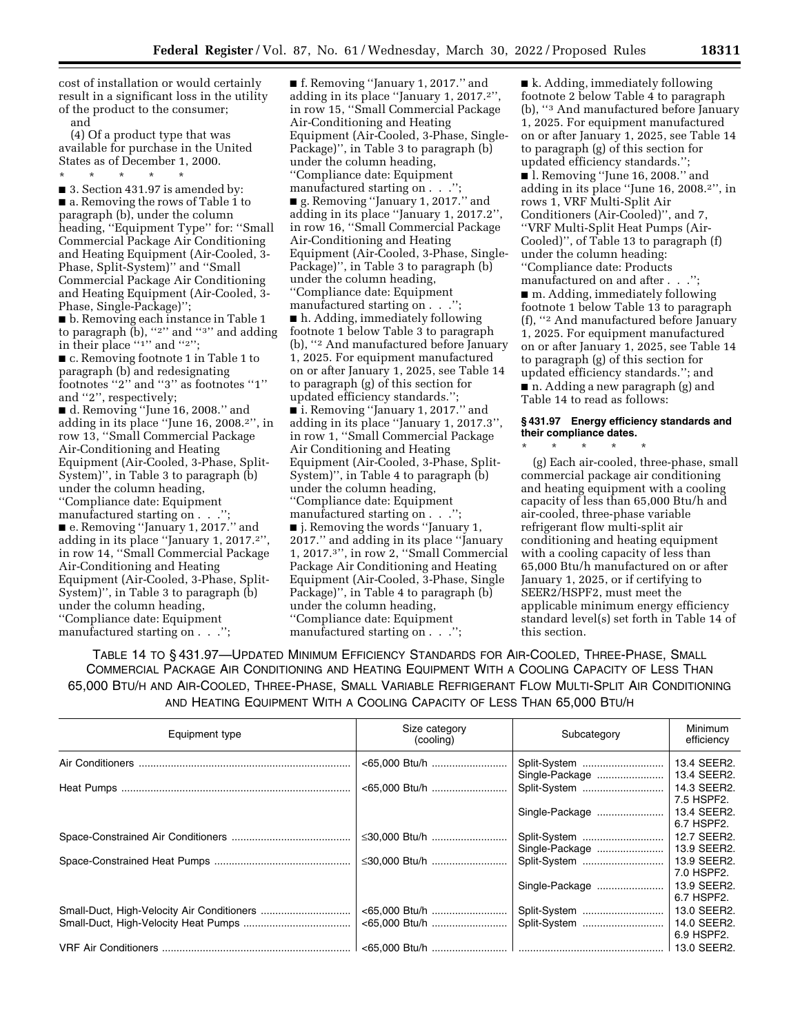cost of installation or would certainly result in a significant loss in the utility of the product to the consumer; and

(4) Of a product type that was available for purchase in the United States as of December 1, 2000.

\* \* \* \* \*

■ 3. Section 431.97 is amended by:

■ a. Removing the rows of Table 1 to paragraph (b), under the column heading, ''Equipment Type'' for: ''Small Commercial Package Air Conditioning and Heating Equipment (Air-Cooled, 3-Phase, Split-System)'' and ''Small Commercial Package Air Conditioning and Heating Equipment (Air-Cooled, 3-Phase, Single-Package)'';

■ b. Removing each instance in Table 1 to paragraph (b), ''[2]'' and ''[3]'' and adding in their place ''[1]'' and ''[2]'';

■ c. Removing footnote 1 in Table 1 to paragraph (b) and redesignating footnotes ''2'' and ''3'' as footnotes ''1'' and ''2'', respectively;

■ d. Removing ''June 16, 2008.'' and adding in its place ''June 16, 2008.[2]'', in row 13, ''Small Commercial Package Air-Conditioning and Heating Equipment (Air-Cooled, 3-Phase, Split-System)'', in Table 3 to paragraph (b) under the column heading, ''Compliance date: Equipment manufactured starting on . . .'';

■ e. Removing ''January 1, 2017.'' and adding in its place ''January 1, 2017.[2]'', in row 14, ''Small Commercial Package Air-Conditioning and Heating Equipment (Air-Cooled, 3-Phase, Split-System)'', in Table 3 to paragraph (b) under the column heading, ''Compliance date: Equipment manufactured starting on . . .'';

■ f. Removing ''January 1, 2017.'' and adding in its place ''January 1, 2017.[2]'', in row 15, ''Small Commercial Package Air-Conditioning and Heating Equipment (Air-Cooled, 3-Phase, Single-Package)'' in Table 3 to paragraph (b) under the column heading, ''Compliance date: Equipment manufactured starting on . . .'';

■ g. Removing ''January 1, 2017.'' and adding in its place ''January 1, 2017.2'', in row 16, ''Small Commercial Package Air-Conditioning and Heating Equipment (Air-Cooled, 3-Phase, Single-Package)'', in Table 3 to paragraph (b) under the column heading, ''Compliance date: Equipment manufactured starting on . . .'';

■ h. Adding, immediately following footnote 1 below Table 3 to paragraph (b), ''[2] And manufactured before January 1, 2025. For equipment manufactured on or after January 1, 2025, see Table 14 to paragraph (g) of this section for updated efficiency standards.'';

■ i. Removing ''January 1, 2017.'' and adding in its place ''January 1, 2017.[3]'', in row 1, ''Small Commercial Package Air Conditioning and Heating Equipment (Air-Cooled, 3-Phase, Split-System)'', in Table 4 to paragraph (b) under the column heading, ''Compliance date: Equipment manufactured starting on . . .'';

■ j. Removing the words ''January 1, 2017.'' and adding in its place ''January 1, 2017.[3]'', in row 2, ''Small Commercial Package Air Conditioning and Heating Equipment (Air-Cooled, 3-Phase, Single Package)'', in Table 4 to paragraph (b) under the column heading, ''Compliance date: Equipment manufactured starting on . . .'';

■ k. Adding, immediately following footnote 2 below Table 4 to paragraph (b), ''[3] And manufactured before January 1, 2025. For equipment manufactured on or after January 1, 2025, see Table 14 to paragraph (g) of this section for updated efficiency standards.'';

■ l. Removing ''June 16, 2008.'' and adding in its place ''June 16, 2008.[2]'', in rows 1, VRF Multi-Split Air Conditioners (Air-Cooled)'', and 7, ''VRF Multi-Split Heat Pumps (Air-Cooled)'', of Table 13 to paragraph (f) under the column heading: ''Compliance date: Products manufactured on and after . . .'';

■ m. Adding, immediately following footnote 1 below Table 13 to paragraph (f), ''[2] And manufactured before January 1, 2025. For equipment manufactured on or after January 1, 2025, see Table 14 to paragraph (g) of this section for updated efficiency standards.''; and

■ n. Adding a new paragraph (g) and Table 14 to read as follows:

### § 431.97 Energy efficiency standards and their compliance dates.

\* \* \* \* \*

(g) Each air-cooled, three-phase, small commercial package air conditioning and heating equipment with a cooling capacity of less than 65,000 Btu/h and air-cooled, three-phase variable refrigerant flow multi-split air conditioning and heating equipment with a cooling capacity of less than 65,000 Btu/h manufactured on or after January 1, 2025, or if certifying to SEER2/HSPF2, must meet the applicable minimum energy efficiency standard level(s) set forth in Table 14 of this section.

TABLE 14 TO § 431.97—UPDATED MINIMUM EFFICIENCY STANDARDS FOR AIR-COOLED, THREE-PHASE, SMALL COMMERCIAL PACKAGE AIR CONDITIONING AND HEATING EQUIPMENT WITH A COOLING CAPACITY OF LESS THAN 65,000 BTU/H AND AIR-COOLED, THREE-PHASE, SMALL VARIABLE REFRIGERANT FLOW MULTI-SPLIT AIR CONDITIONING AND HEATING EQUIPMENT WITH A COOLING CAPACITY OF LESS THAN 65,000 BTU/H

| Equipment type | Size category (cooling) | Subcategory | Minimum efficiency |
|---|---|---|---|
| Air Conditioners | <65,000 Btu/h | Split-System | 13.4 SEER2. |
| | | Single-Package | 13.4 SEER2. |
| Heat Pumps | <65,000 Btu/h | Split-System | 14.3 SEER2. 7.5 HSPF2. |
| | | Single-Package | 13.4 SEER2. 6.7 HSPF2. |
| Space-Constrained Air Conditioners | ≤30,000 Btu/h | Split-System | 12.7 SEER2. |
| | | Single-Package | 13.9 SEER2. |
| Space-Constrained Heat Pumps | ≤30,000 Btu/h | Split-System | 13.9 SEER2. 7.0 HSPF2. |
| | | Single-Package | 13.9 SEER2. 6.7 HSPF2. |
| Small-Duct, High-Velocity Air Conditioners | <65,000 Btu/h | Split-System | 13.0 SEER2. |
| Small-Duct, High-Velocity Heat Pumps | <65,000 Btu/h | Split-System | 14.0 SEER2. 6.9 HSPF2. |
| VRF Air Conditioners | <65,000 Btu/h | | 13.0 SEER2. |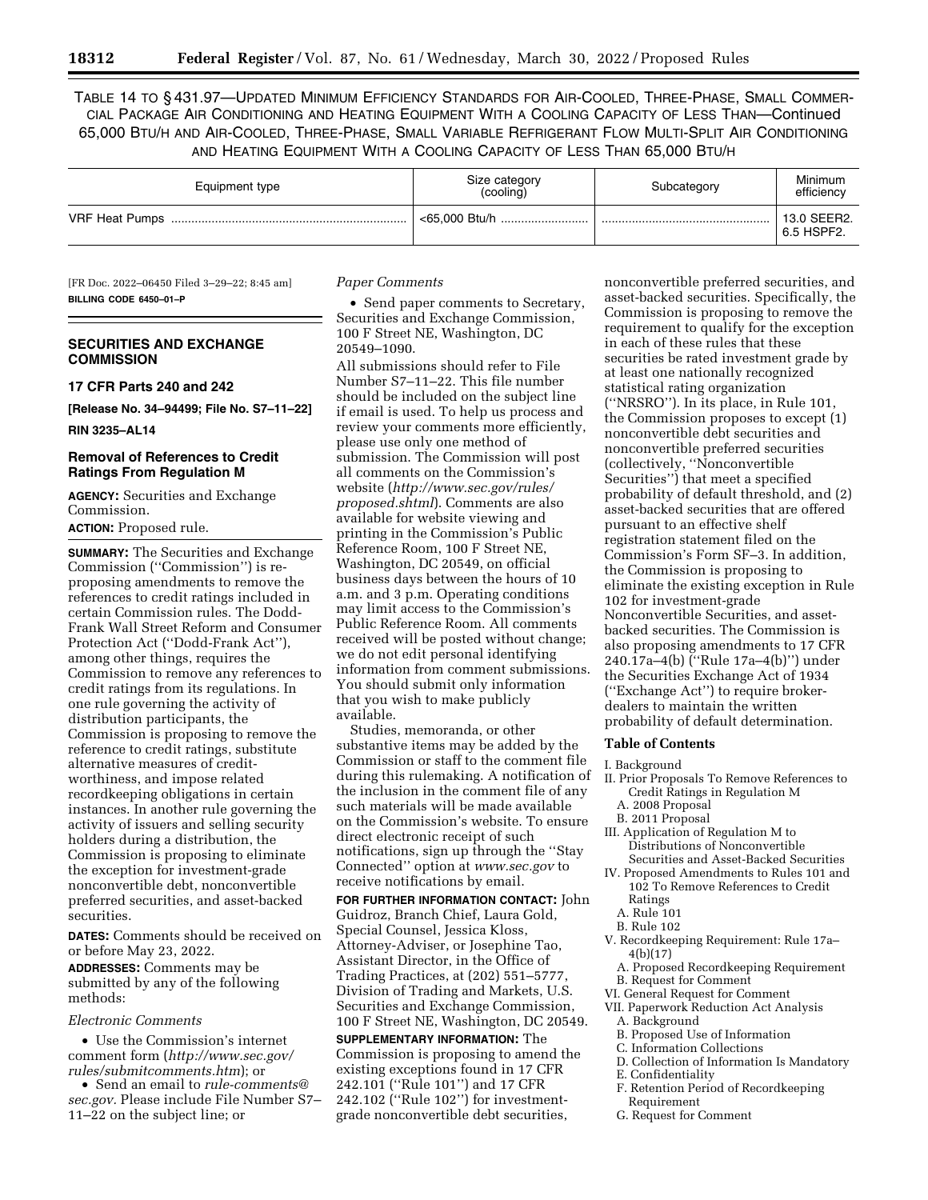TABLE 14 TO § 431.97—UPDATED MINIMUM EFFICIENCY STANDARDS FOR AIR-COOLED, THREE-PHASE, SMALL COMMERCIAL PACKAGE AIR CONDITIONING AND HEATING EQUIPMENT WITH A COOLING CAPACITY OF LESS THAN—Continued 65,000 BTU/H AND AIR-COOLED, THREE-PHASE, SMALL VARIABLE REFRIGERANT FLOW MULTI-SPLIT AIR CONDITIONING AND HEATING EQUIPMENT WITH A COOLING CAPACITY OF LESS THAN 65,000 BTU/H

| Equipment type | Size category (cooling) | Subcategory | Minimum efficiency |
|---|---|---|---|
| VRF Heat Pumps | <65,000 Btu/h | | 13.0 SEER2. 6.5 HSPF2. |

[FR Doc. 2022–06450 Filed 3–29–22; 8:45 am]

**BILLING CODE 6450–01–P**

## SECURITIES AND EXCHANGE COMMISSION

### 17 CFR Parts 240 and 242

**[Release No. 34–94499; File No. S7–11–22]**

**RIN 3235–AL14**

### Removal of References to Credit Ratings From Regulation M

**AGENCY:** Securities and Exchange Commission.

**ACTION:** Proposed rule.

**SUMMARY:** The Securities and Exchange Commission (''Commission'') is re-proposing amendments to remove the references to credit ratings included in certain Commission rules. The Dodd-Frank Wall Street Reform and Consumer Protection Act (''Dodd-Frank Act''), among other things, requires the Commission to remove any references to credit ratings from its regulations. In one rule governing the activity of distribution participants, the Commission is proposing to remove the reference to credit ratings, substitute alternative measures of credit-worthiness, and impose related recordkeeping obligations in certain instances. In another rule governing the activity of issuers and selling security holders during a distribution, the Commission is proposing to eliminate the exception for investment-grade nonconvertible debt, nonconvertible preferred securities, and asset-backed securities.

**DATES:** Comments should be received on or before May 23, 2022.

**ADDRESSES:** Comments may be submitted by any of the following methods:

*Electronic Comments*

- Use the Commission's internet comment form (*http://www.sec.gov/rules/submitcomments.htm*); or
- Send an email to *rule-comments@sec.gov.* Please include File Number S7–11–22 on the subject line; or

*Paper Comments*

- Send paper comments to Secretary, Securities and Exchange Commission, 100 F Street NE, Washington, DC 20549–1090.

All submissions should refer to File Number S7–11–22. This file number should be included on the subject line if email is used. To help us process and review your comments more efficiently, please use only one method of submission. The Commission will post all comments on the Commission's website (*http://www.sec.gov/rules/proposed.shtml*). Comments are also available for website viewing and printing in the Commission's Public Reference Room, 100 F Street NE, Washington, DC 20549, on official business days between the hours of 10 a.m. and 3 p.m. Operating conditions may limit access to the Commission's Public Reference Room. All comments received will be posted without change; we do not edit personal identifying information from comment submissions. You should submit only information that you wish to make publicly available.

Studies, memoranda, or other substantive items may be added by the Commission or staff to the comment file during this rulemaking. A notification of the inclusion in the comment file of any such materials will be made available on the Commission's website. To ensure direct electronic receipt of such notifications, sign up through the ''Stay Connected'' option at *www.sec.gov* to receive notifications by email.

**FOR FURTHER INFORMATION CONTACT:** John Guidroz, Branch Chief, Laura Gold, Special Counsel, Jessica Kloss, Attorney-Adviser, or Josephine Tao, Assistant Director, in the Office of Trading Practices, at (202) 551–5777, Division of Trading and Markets, U.S. Securities and Exchange Commission, 100 F Street NE, Washington, DC 20549.

**SUPPLEMENTARY INFORMATION:** The Commission is proposing to amend the existing exceptions found in 17 CFR 242.101 (''Rule 101'') and 17 CFR 242.102 (''Rule 102'') for investment-grade nonconvertible debt securities, nonconvertible preferred securities, and asset-backed securities. Specifically, the Commission is proposing to remove the requirement to qualify for the exception in each of these rules that these securities be rated investment grade by at least one nationally recognized statistical rating organization (''NRSRO''). In its place, in Rule 101, the Commission proposes to except (1) nonconvertible debt securities and nonconvertible preferred securities (collectively, ''Nonconvertible Securities'') that meet a specified probability of default threshold, and (2) asset-backed securities that are offered pursuant to an effective shelf registration statement filed on the Commission's Form SF–3. In addition, the Commission is proposing to eliminate the existing exception in Rule 102 for investment-grade Nonconvertible Securities, and asset-backed securities. The Commission is also proposing amendments to 17 CFR 240.17a–4(b) (''Rule 17a–4(b)'') under the Securities Exchange Act of 1934 (''Exchange Act'') to require broker-dealers to maintain the written probability of default determination.

**Table of Contents**

I. Background
II. Prior Proposals To Remove References to Credit Ratings in Regulation M
  A. 2008 Proposal
  B. 2011 Proposal
III. Application of Regulation M to Distributions of Nonconvertible Securities and Asset-Backed Securities
IV. Proposed Amendments to Rules 101 and 102 To Remove References to Credit Ratings
  A. Rule 101
  B. Rule 102
V. Recordkeeping Requirement: Rule 17a–4(b)(17)
  A. Proposed Recordkeeping Requirement
  B. Request for Comment
VI. General Request for Comment
VII. Paperwork Reduction Act Analysis
  A. Background
  B. Proposed Use of Information
  C. Information Collections
  D. Collection of Information Is Mandatory
  E. Confidentiality
  F. Retention Period of Recordkeeping Requirement
  G. Request for Comment